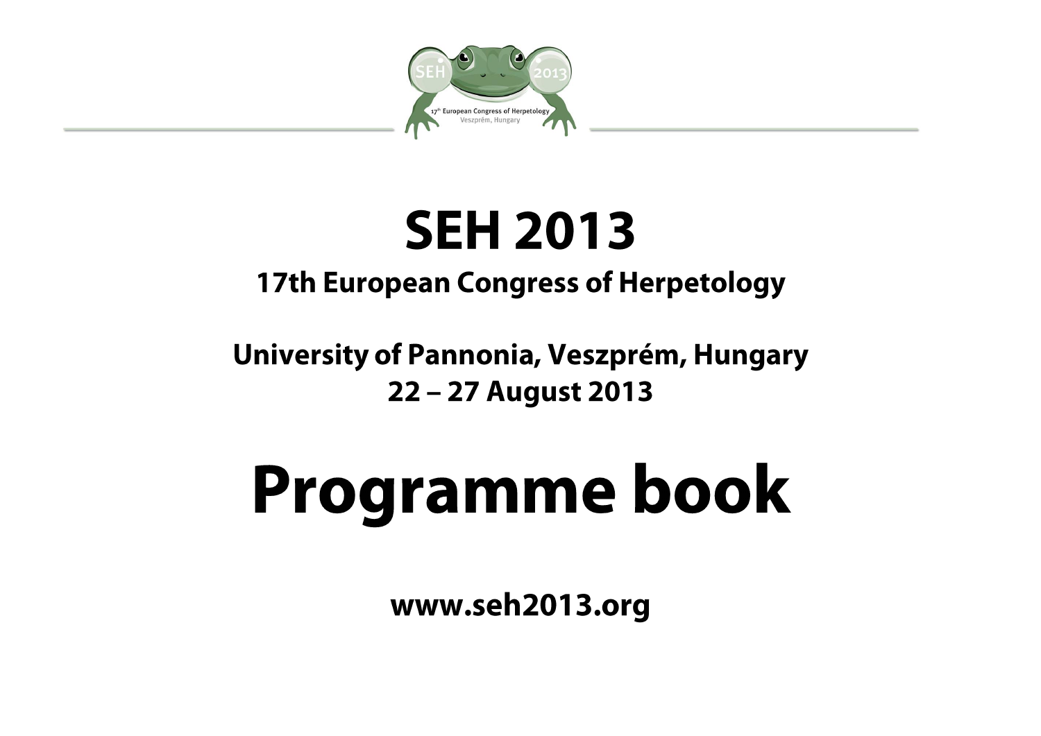# SEH 2013

## 17th European Congress of Herpetology

## University of Pannonia, Veszprém, Hungary
## 22 – 27 August 2013

# Programme book

**www.seh2013.org**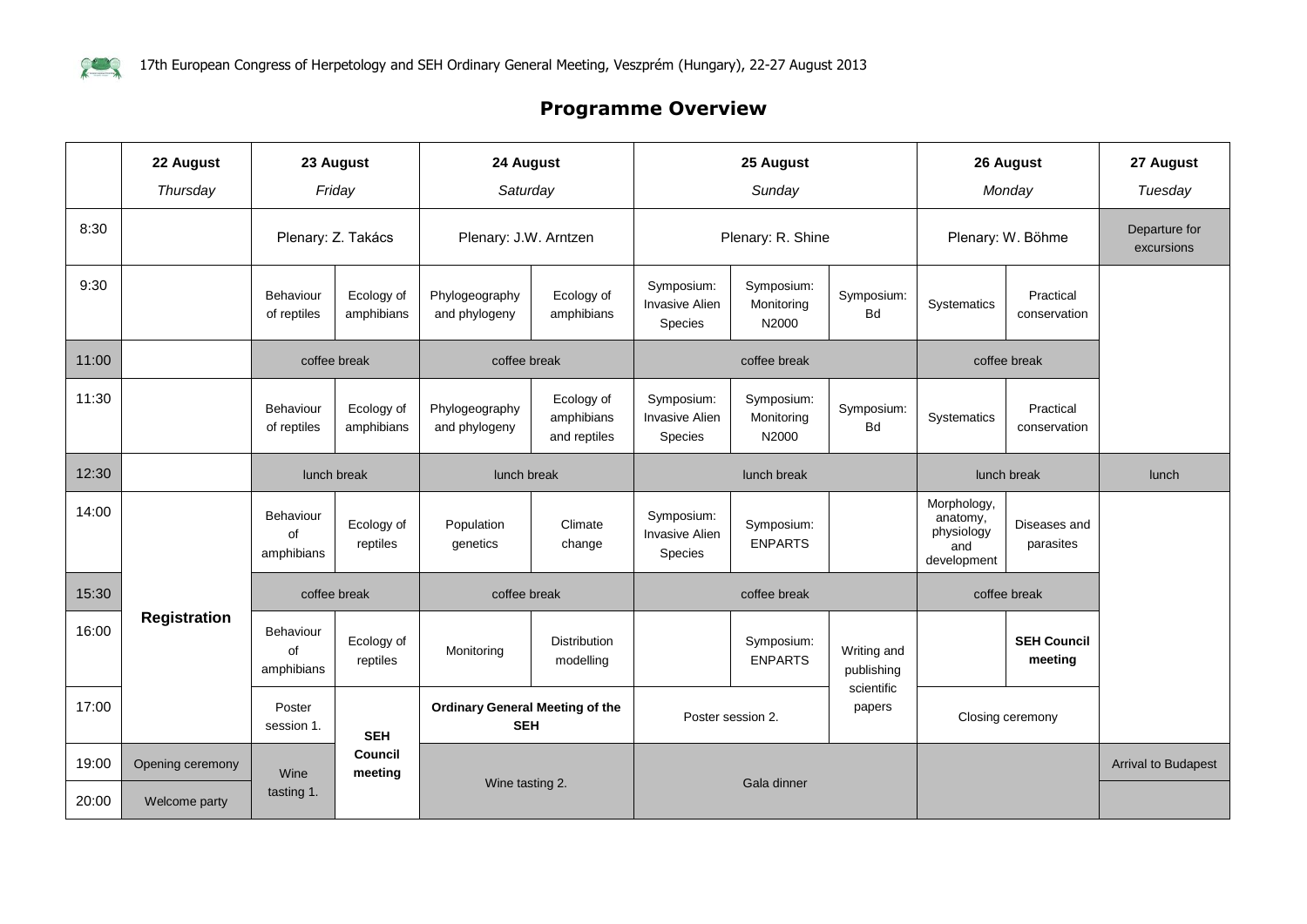## Programme Overview

| | 22 August *Thursday* | 23 August *Friday* | | 24 August *Saturday* | | 25 August *Sunday* | | | 26 August *Monday* | | 27 August *Tuesday* |
|---|---|---|---|---|---|---|---|---|---|---|---|
| 8:30 | | Plenary: Z. Takács | | Plenary: J.W. Arntzen | | Plenary: R. Shine | | | Plenary: W. Böhme | | Departure for excursions |
| 9:30 | | Behaviour of reptiles | Ecology of amphibians | Phylogeography and phylogeny | Ecology of amphibians | Symposium: Invasive Alien Species | Symposium: Monitoring N2000 | Symposium: Bd | Systematics | Practical conservation | |
| 11:00 | | coffee break | | coffee break | | coffee break | | | coffee break | | |
| 11:30 | | Behaviour of reptiles | Ecology of amphibians | Phylogeography and phylogeny | Ecology of amphibians and reptiles | Symposium: Invasive Alien Species | Symposium: Monitoring N2000 | Symposium: Bd | Systematics | Practical conservation | |
| 12:30 | | lunch break | | lunch break | | lunch break | | | lunch break | | lunch |
| 14:00 | Registration | Behaviour of amphibians | Ecology of reptiles | Population genetics | Climate change | Symposium: Invasive Alien Species | Symposium: ENPARTS | | Morphology, anatomy, physiology and development | Diseases and parasites | |
| 15:30 | | coffee break | | coffee break | | coffee break | | | coffee break | | |
| 16:00 | | Behaviour of amphibians | Ecology of reptiles | Monitoring | Distribution modelling | | Symposium: ENPARTS | Writing and publishing scientific papers | | **SEH Council meeting** | |
| 17:00 | | Poster session 1. | **SEH Council meeting** | **Ordinary General Meeting of the SEH** | | Poster session 2. | | | Closing ceremony | | |
| 19:00 | Opening ceremony | Wine tasting 1. | | Wine tasting 2. | | Gala dinner | | | | | Arrival to Budapest |
| 20:00 | Welcome party | | | | | | | | | | |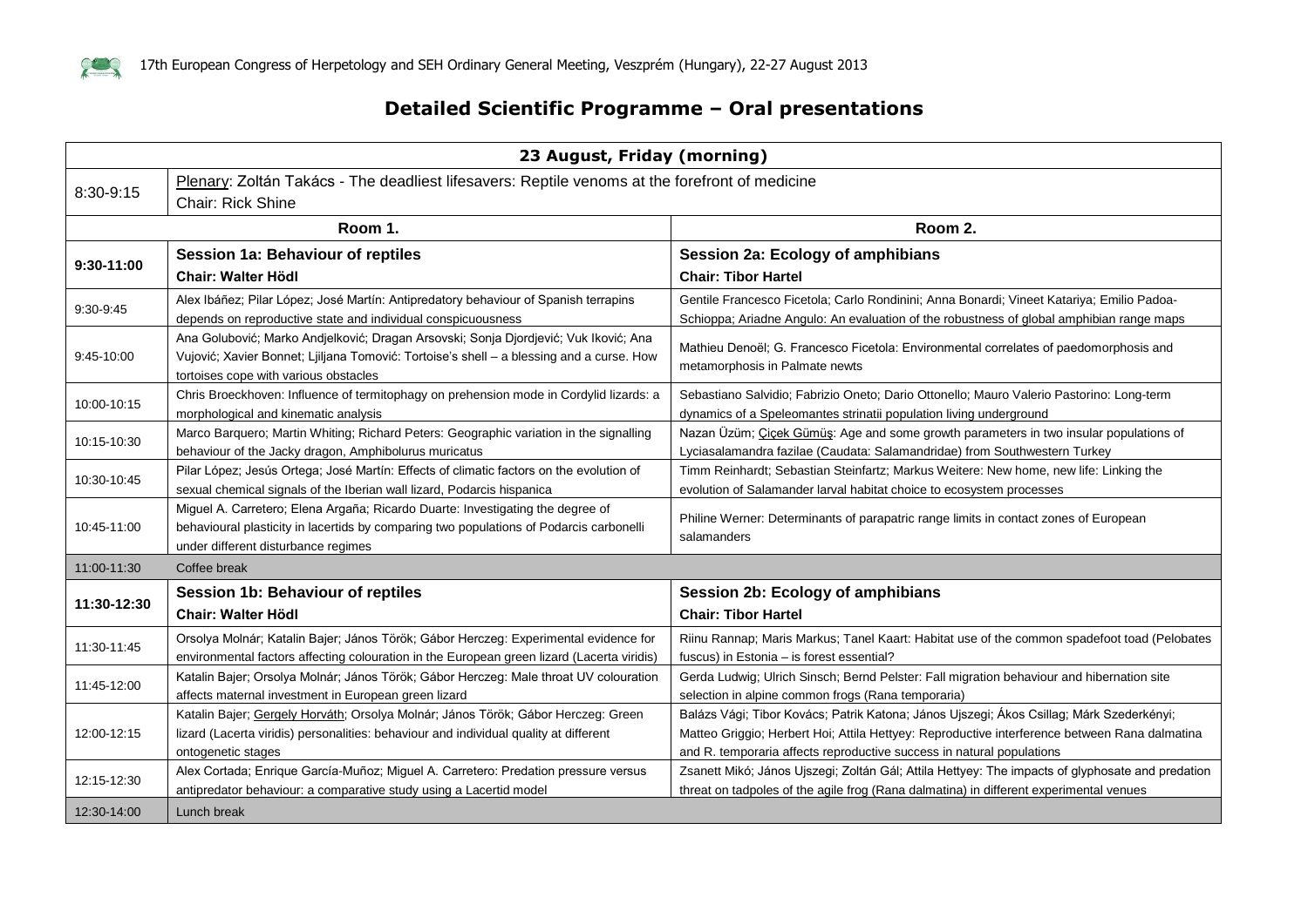# Detailed Scientific Programme – Oral presentations

| 23 August, Friday (morning) | | |
|---|---|---|
| 8:30-9:15 | Plenary: Zoltán Takács - The deadliest lifesavers: Reptile venoms at the forefront of medicine<br>Chair: Rick Shine | |
| | **Room 1.** | **Room 2.** |
| **9:30-11:00** | **Session 1a: Behaviour of reptiles**<br>**Chair: Walter Hödl** | **Session 2a: Ecology of amphibians**<br>**Chair: Tibor Hartel** |
| 9:30-9:45 | Alex Ibáñez; Pilar López; José Martín: Antipredatory behaviour of Spanish terrapins depends on reproductive state and individual conspicuousness | Gentile Francesco Ficetola; Carlo Rondinini; Anna Bonardi; Vineet Katariya; Emilio Padoa-Schioppa; Ariadne Angulo: An evaluation of the robustness of global amphibian range maps |
| 9:45-10:00 | Ana Golubović; Marko Andjelković; Dragan Arsovski; Sonja Djordjević; Vuk Iković; Ana Vujović; Xavier Bonnet; Ljiljana Tomović: Tortoise's shell – a blessing and a curse. How tortoises cope with various obstacles | Mathieu Denoël; G. Francesco Ficetola: Environmental correlates of paedomorphosis and metamorphosis in Palmate newts |
| 10:00-10:15 | Chris Broeckhoven: Influence of termitophagy on prehension mode in Cordylid lizards: a morphological and kinematic analysis | Sebastiano Salvidio; Fabrizio Oneto; Dario Ottonello; Mauro Valerio Pastorino: Long-term dynamics of a Speleomantes strinatii population living underground |
| 10:15-10:30 | Marco Barquero; Martin Whiting; Richard Peters: Geographic variation in the signalling behaviour of the Jacky dragon, Amphibolurus muricatus | Nazan Üzüm; Çiçek Gümüş: Age and some growth parameters in two insular populations of Lyciasalamandra fazilae (Caudata: Salamandridae) from Southwestern Turkey |
| 10:30-10:45 | Pilar López; Jesús Ortega; José Martín: Effects of climatic factors on the evolution of sexual chemical signals of the Iberian wall lizard, Podarcis hispanica | Timm Reinhardt; Sebastian Steinfartz; Markus Weitere: New home, new life: Linking the evolution of Salamander larval habitat choice to ecosystem processes |
| 10:45-11:00 | Miguel A. Carretero; Elena Argaña; Ricardo Duarte: Investigating the degree of behavioural plasticity in lacertids by comparing two populations of Podarcis carbonelli under different disturbance regimes | Philine Werner: Determinants of parapatric range limits in contact zones of European salamanders |
| 11:00-11:30 | Coffee break | |
| **11:30-12:30** | **Session 1b: Behaviour of reptiles**<br>**Chair: Walter Hödl** | **Session 2b: Ecology of amphibians**<br>**Chair: Tibor Hartel** |
| 11:30-11:45 | Orsolya Molnár; Katalin Bajer; János Török; Gábor Herczeg: Experimental evidence for environmental factors affecting colouration in the European green lizard (Lacerta viridis) | Riinu Rannap; Maris Markus; Tanel Kaart: Habitat use of the common spadefoot toad (Pelobates fuscus) in Estonia – is forest essential? |
| 11:45-12:00 | Katalin Bajer; Orsolya Molnár; János Török; Gábor Herczeg: Male throat UV colouration affects maternal investment in European green lizard | Gerda Ludwig; Ulrich Sinsch; Bernd Pelster: Fall migration behaviour and hibernation site selection in alpine common frogs (Rana temporaria) |
| 12:00-12:15 | Katalin Bajer; Gergely Horváth; Orsolya Molnár; János Török; Gábor Herczeg: Green lizard (Lacerta viridis) personalities: behaviour and individual quality at different ontogenetic stages | Balázs Vági; Tibor Kovács; Patrik Katona; János Ujszegi; Ákos Csillag; Márk Szederkényi; Matteo Griggio; Herbert Hoi; Attila Hettyey: Reproductive interference between Rana dalmatina and R. temporaria affects reproductive success in natural populations |
| 12:15-12:30 | Alex Cortada; Enrique García-Muñoz; Miguel A. Carretero: Predation pressure versus antipredator behaviour: a comparative study using a Lacertid model | Zsanett Mikó; János Ujszegi; Zoltán Gál; Attila Hettyey: The impacts of glyphosate and predation threat on tadpoles of the agile frog (Rana dalmatina) in different experimental venues |
| 12:30-14:00 | Lunch break | |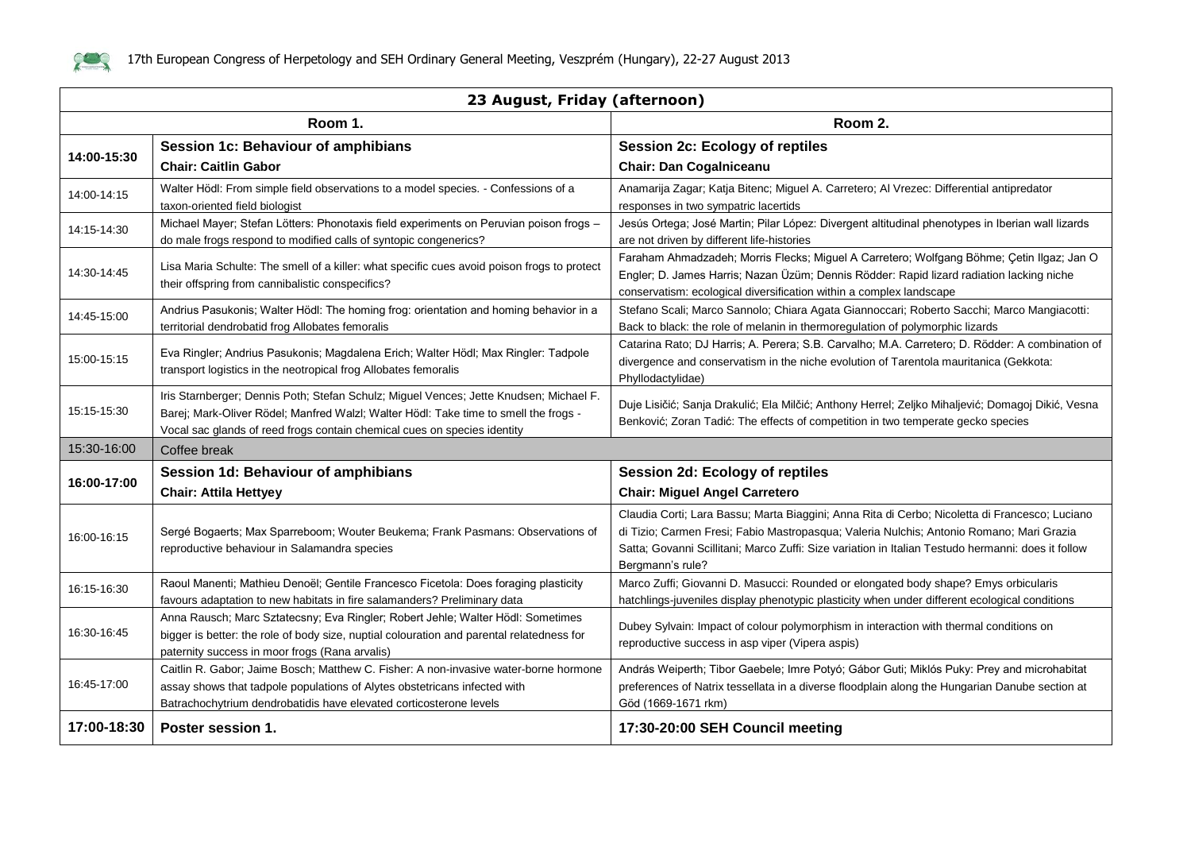| 23 August, Friday (afternoon) | | |
|---|---|---|
| | **Room 1.** | **Room 2.** |
| **14:00-15:30** | **Session 1c: Behaviour of amphibians**<br>**Chair: Caitlin Gabor** | **Session 2c: Ecology of reptiles**<br>**Chair: Dan Cogalniceanu** |
| 14:00-14:15 | Walter Hödl: From simple field observations to a model species. - Confessions of a taxon-oriented field biologist | Anamarija Zagar; Katja Bitenc; Miguel A. Carretero; Al Vrezec: Differential antipredator responses in two sympatric lacertids |
| 14:15-14:30 | Michael Mayer; Stefan Lötters: Phonotaxis field experiments on Peruvian poison frogs – do male frogs respond to modified calls of syntopic congenerics? | Jesús Ortega; José Martin; Pilar López: Divergent altitudinal phenotypes in Iberian wall lizards are not driven by different life-histories |
| 14:30-14:45 | Lisa Maria Schulte: The smell of a killer: what specific cues avoid poison frogs to protect their offspring from cannibalistic conspecifics? | Faraham Ahmadzadeh; Morris Flecks; Miguel A Carretero; Wolfgang Böhme; Çetin Ilgaz; Jan O Engler; D. James Harris; Nazan Üzüm; Dennis Rödder: Rapid lizard radiation lacking niche conservatism: ecological diversification within a complex landscape |
| 14:45-15:00 | Andrius Pasukonis; Walter Hödl: The homing frog: orientation and homing behavior in a territorial dendrobatid frog Allobates femoralis | Stefano Scali; Marco Sannolo; Chiara Agata Giannoccari; Roberto Sacchi; Marco Mangiacotti: Back to black: the role of melanin in thermoregulation of polymorphic lizards |
| 15:00-15:15 | Eva Ringler; Andrius Pasukonis; Magdalena Erich; Walter Hödl; Max Ringler: Tadpole transport logistics in the neotropical frog Allobates femoralis | Catarina Rato; DJ Harris; A. Perera; S.B. Carvalho; M.A. Carretero; D. Rödder: A combination of divergence and conservatism in the niche evolution of Tarentola mauritanica (Gekkota: Phyllodactylidae) |
| 15:15-15:30 | Iris Starnberger; Dennis Poth; Stefan Schulz; Miguel Vences; Jette Knudsen; Michael F. Barej; Mark-Oliver Rödel; Manfred Walzl; Walter Hödl: Take time to smell the frogs - Vocal sac glands of reed frogs contain chemical cues on species identity | Duje Lisičić; Sanja Drakulić; Ela Milčić; Anthony Herrel; Zeljko Mihaljević; Domagoj Dikić, Vesna Benković; Zoran Tadić: The effects of competition in two temperate gecko species |
| 15:30-16:00 | Coffee break | |
| **16:00-17:00** | **Session 1d: Behaviour of amphibians**<br>**Chair: Attila Hettyey** | **Session 2d: Ecology of reptiles**<br>**Chair: Miguel Angel Carretero** |
| 16:00-16:15 | Sergé Bogaerts; Max Sparreboom; Wouter Beukema; Frank Pasmans: Observations of reproductive behaviour in Salamandra species | Claudia Corti; Lara Bassu; Marta Biaggini; Anna Rita di Cerbo; Nicoletta di Francesco; Luciano di Tizio; Carmen Fresi; Fabio Mastropasqua; Valeria Nulchis; Antonio Romano; Mari Grazia Satta; Govanni Scillitani; Marco Zuffi: Size variation in Italian Testudo hermanni: does it follow Bergmann's rule? |
| 16:15-16:30 | Raoul Manenti; Mathieu Denoël; Gentile Francesco Ficetola: Does foraging plasticity favours adaptation to new habitats in fire salamanders? Preliminary data | Marco Zuffi; Giovanni D. Masucci: Rounded or elongated body shape? Emys orbicularis hatchlings-juveniles display phenotypic plasticity when under different ecological conditions |
| 16:30-16:45 | Anna Rausch; Marc Sztatecsny; Eva Ringler; Robert Jehle; Walter Hödl: Sometimes bigger is better: the role of body size, nuptial colouration and parental relatedness for paternity success in moor frogs (Rana arvalis) | Dubey Sylvain: Impact of colour polymorphism in interaction with thermal conditions on reproductive success in asp viper (Vipera aspis) |
| 16:45-17:00 | Caitlin R. Gabor; Jaime Bosch; Matthew C. Fisher: A non-invasive water-borne hormone assay shows that tadpole populations of Alytes obstetricans infected with Batrachochytrium dendrobatidis have elevated corticosterone levels | András Weiperth; Tibor Gaebele; Imre Potyó; Gábor Guti; Miklós Puky: Prey and microhabitat preferences of Natrix tessellata in a diverse floodplain along the Hungarian Danube section at Göd (1669-1671 rkm) |
| **17:00-18:30** | **Poster session 1.** | **17:30-20:00 SEH Council meeting** |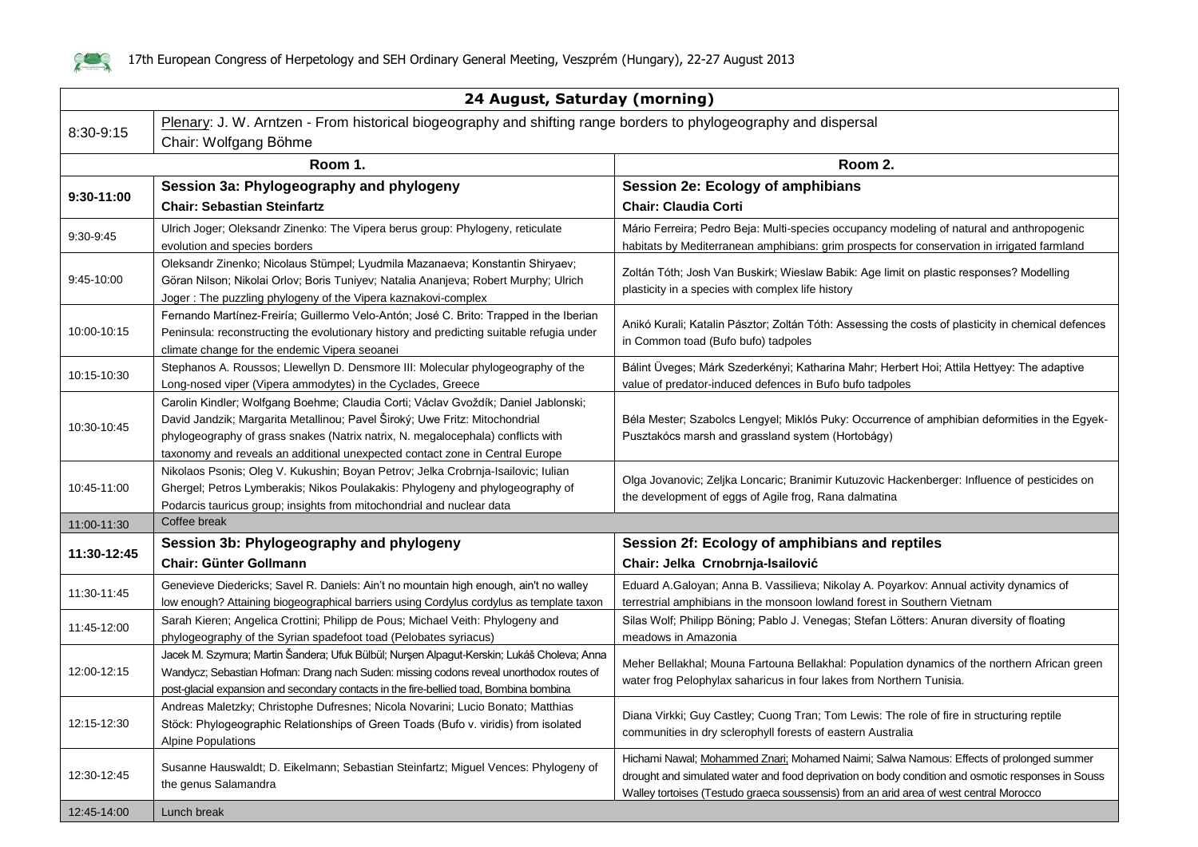| 24 August, Saturday (morning) | | |
|---|---|---|
| 8:30-9:15 | Plenary: J. W. Arntzen - From historical biogeography and shifting range borders to phylogeography and dispersal<br>Chair: Wolfgang Böhme | |
| | **Room 1.** | **Room 2.** |
| **9:30-11:00** | **Session 3a: Phylogeography and phylogeny**<br>**Chair: Sebastian Steinfartz** | **Session 2e: Ecology of amphibians**<br>**Chair: Claudia Corti** |
| 9:30-9:45 | Ulrich Joger; Oleksandr Zinenko: The Vipera berus group: Phylogeny, reticulate evolution and species borders | Mário Ferreira; Pedro Beja: Multi-species occupancy modeling of natural and anthropogenic habitats by Mediterranean amphibians: grim prospects for conservation in irrigated farmland |
| 9:45-10:00 | Oleksandr Zinenko; Nicolaus Stümpel; Lyudmila Mazanaeva; Konstantin Shiryaev; Göran Nilson; Nikolai Orlov; Boris Tuniyev; Natalia Ananjeva; Robert Murphy; Ulrich Joger : The puzzling phylogeny of the Vipera kaznakovi-complex | Zoltán Tóth; Josh Van Buskirk; Wieslaw Babik: Age limit on plastic responses? Modelling plasticity in a species with complex life history |
| 10:00-10:15 | Fernando Martínez-Freiría; Guillermo Velo-Antón; José C. Brito: Trapped in the Iberian Peninsula: reconstructing the evolutionary history and predicting suitable refugia under climate change for the endemic Vipera seoanei | Anikó Kurali; Katalin Pásztor; Zoltán Tóth: Assessing the costs of plasticity in chemical defences in Common toad (Bufo bufo) tadpoles |
| 10:15-10:30 | Stephanos A. Roussos; Llewellyn D. Densmore III: Molecular phylogeography of the Long-nosed viper (Vipera ammodytes) in the Cyclades, Greece | Bálint Üveges; Márk Szederkényi; Katharina Mahr; Herbert Hoi; Attila Hettyey: The adaptive value of predator-induced defences in Bufo bufo tadpoles |
| 10:30-10:45 | Carolin Kindler; Wolfgang Boehme; Claudia Corti; Václav Gvoždík; Daniel Jablonski; David Jandzik; Margarita Metallinou; Pavel Široký; Uwe Fritz: Mitochondrial phylogeography of grass snakes (Natrix natrix, N. megalocephala) conflicts with taxonomy and reveals an additional unexpected contact zone in Central Europe | Béla Mester; Szabolcs Lengyel; Miklós Puky: Occurrence of amphibian deformities in the Egyek-Pusztakócs marsh and grassland system (Hortobágy) |
| 10:45-11:00 | Nikolaos Psonis; Oleg V. Kukushin; Boyan Petrov; Jelka Crobrnja-Isailovic; Iulian Ghergel; Petros Lymberakis; Nikos Poulakakis: Phylogeny and phylogeography of Podarcis tauricus group; insights from mitochondrial and nuclear data | Olga Jovanovic; Zeljka Loncaric; Branimir Kutuzovic Hackenberger: Influence of pesticides on the development of eggs of Agile frog, Rana dalmatina |
| 11:00-11:30 | Coffee break | |
| **11:30-12:45** | **Session 3b: Phylogeography and phylogeny**<br>**Chair: Günter Gollmann** | **Session 2f: Ecology of amphibians and reptiles**<br>**Chair: Jelka Crnobrnja-Isailović** |
| 11:30-11:45 | Genevieve Diedericks; Savel R. Daniels: Ain't no mountain high enough, ain't no walley low enough? Attaining biogeographical barriers using Cordylus cordylus as template taxon | Eduard A.Galoyan; Anna B. Vassilieva; Nikolay A. Poyarkov: Annual activity dynamics of terrestrial amphibians in the monsoon lowland forest in Southern Vietnam |
| 11:45-12:00 | Sarah Kieren; Angelica Crottini; Philipp de Pous; Michael Veith: Phylogeny and phylogeography of the Syrian spadefoot toad (Pelobates syriacus) | Silas Wolf; Philipp Böning; Pablo J. Venegas; Stefan Lötters: Anuran diversity of floating meadows in Amazonia |
| 12:00-12:15 | Jacek M. Szymura; Martin Šandera; Ufuk Bülbül; Nurşen Alpagut-Kerskin; Lukáš Choleva; Anna Wandycz; Sebastian Hofman: Drang nach Suden: missing codons reveal unorthodox routes of post-glacial expansion and secondary contacts in the fire-bellied toad, Bombina bombina | Meher Bellakhal; Mouna Fartouna Bellakhal: Population dynamics of the northern African green water frog Pelophylax saharicus in four lakes from Northern Tunisia. |
| 12:15-12:30 | Andreas Maletzky; Christophe Dufresnes; Nicola Novarini; Lucio Bonato; Matthias Stöck: Phylogeographic Relationships of Green Toads (Bufo v. viridis) from isolated Alpine Populations | Diana Virkki; Guy Castley; Cuong Tran; Tom Lewis: The role of fire in structuring reptile communities in dry sclerophyll forests of eastern Australia |
| 12:30-12:45 | Susanne Hauswaldt; D. Eikelmann; Sebastian Steinfartz; Miguel Vences: Phylogeny of the genus Salamandra | Hichami Nawal; Mohammed Znari; Mohamed Naimi; Salwa Namous: Effects of prolonged summer drought and simulated water and food deprivation on body condition and osmotic responses in Souss Walley tortoises (Testudo graeca soussensis) from an arid area of west central Morocco |
| 12:45-14:00 | Lunch break | |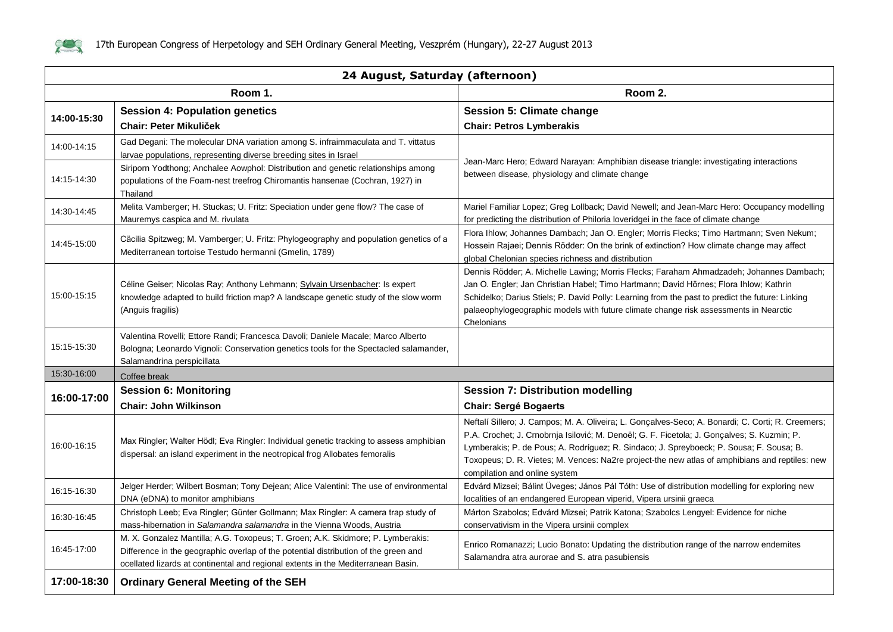| 24 August, Saturday (afternoon) | | |
|---|---|---|
| | **Room 1.** | **Room 2.** |
| **14:00-15:30** | **Session 4: Population genetics**<br>**Chair: Peter Mikuliček** | **Session 5: Climate change**<br>**Chair: Petros Lymberakis** |
| 14:00-14:15 | Gad Degani: The molecular DNA variation among S. infraimmaculata and T. vittatus larvae populations, representing diverse breeding sites in Israel | Jean-Marc Hero; Edward Narayan: Amphibian disease triangle: investigating interactions between disease, physiology and climate change |
| 14:15-14:30 | Siriporn Yodthong; Anchalee Aowphol: Distribution and genetic relationships among populations of the Foam-nest treefrog Chiromantis hansenae (Cochran, 1927) in Thailand | |
| 14:30-14:45 | Melita Vamberger; H. Stuckas; U. Fritz: Speciation under gene flow? The case of Mauremys caspica and M. rivulata | Mariel Familiar Lopez; Greg Lollback; David Newell; and Jean-Marc Hero: Occupancy modelling for predicting the distribution of Philoria loveridgei in the face of climate change |
| 14:45-15:00 | Cäcilia Spitzweg; M. Vamberger; U. Fritz: Phylogeography and population genetics of a Mediterranean tortoise Testudo hermanni (Gmelin, 1789) | Flora Ihlow; Johannes Dambach; Jan O. Engler; Morris Flecks; Timo Hartmann; Sven Nekum; Hossein Rajaei; Dennis Rödder: On the brink of extinction? How climate change may affect global Chelonian species richness and distribution |
| 15:00-15:15 | Céline Geiser; Nicolas Ray; Anthony Lehmann; Sylvain Ursenbacher: Is expert knowledge adapted to build friction map? A landscape genetic study of the slow worm (Anguis fragilis) | Dennis Rödder; A. Michelle Lawing; Morris Flecks; Faraham Ahmadzadeh; Johannes Dambach; Jan O. Engler; Jan Christian Habel; Timo Hartmann; David Hörnes; Flora Ihlow; Kathrin Schidelko; Darius Stiels; P. David Polly: Learning from the past to predict the future: Linking palaeophylogeographic models with future climate change risk assessments in Nearctic Chelonians |
| 15:15-15:30 | Valentina Rovelli; Ettore Randi; Francesca Davoli; Daniele Macale; Marco Alberto Bologna; Leonardo Vignoli: Conservation genetics tools for the Spectacled salamander, Salamandrina perspicillata | |
| 15:30-16:00 | Coffee break | |
| **16:00-17:00** | **Session 6: Monitoring**<br>**Chair: John Wilkinson** | **Session 7: Distribution modelling**<br>**Chair: Sergé Bogaerts** |
| 16:00-16:15 | Max Ringler; Walter Hödl; Eva Ringler: Individual genetic tracking to assess amphibian dispersal: an island experiment in the neotropical frog Allobates femoralis | Neftalí Sillero; J. Campos; M. A. Oliveira; L. Gonçalves-Seco; A. Bonardi; C. Corti; R. Creemers; P.A. Crochet; J. Crnobrnja Isilović; M. Denoël; G. F. Ficetola; J. Gonçalves; S. Kuzmin; P. Lymberakis; P. de Pous; A. Rodríguez; R. Sindaco; J. Spreyboeck; P. Sousa; F. Sousa; B. Toxopeus; D. R. Vietes; M. Vences: Na2re project-the new atlas of amphibians and reptiles: new compilation and online system |
| 16:15-16:30 | Jelger Herder; Wilbert Bosman; Tony Dejean; Alice Valentini: The use of environmental DNA (eDNA) to monitor amphibians | Edvárd Mizsei; Bálint Üveges; János Pál Tóth: Use of distribution modelling for exploring new localities of an endangered European viperid, Vipera ursinii graeca |
| 16:30-16:45 | Christoph Leeb; Eva Ringler; Günter Gollmann; Max Ringler: A camera trap study of mass-hibernation in *Salamandra salamandra* in the Vienna Woods, Austria | Márton Szabolcs; Edvárd Mizsei; Patrik Katona; Szabolcs Lengyel: Evidence for niche conservativism in the Vipera ursinii complex |
| 16:45-17:00 | M. X. Gonzalez Mantilla; A.G. Toxopeus; T. Groen; A.K. Skidmore; P. Lymberakis: Difference in the geographic overlap of the potential distribution of the green and ocellated lizards at continental and regional extents in the Mediterranean Basin. | Enrico Romanazzi; Lucio Bonato: Updating the distribution range of the narrow endemites Salamandra atra aurorae and S. atra pasubiensis |
| **17:00-18:30** | **Ordinary General Meeting of the SEH** | |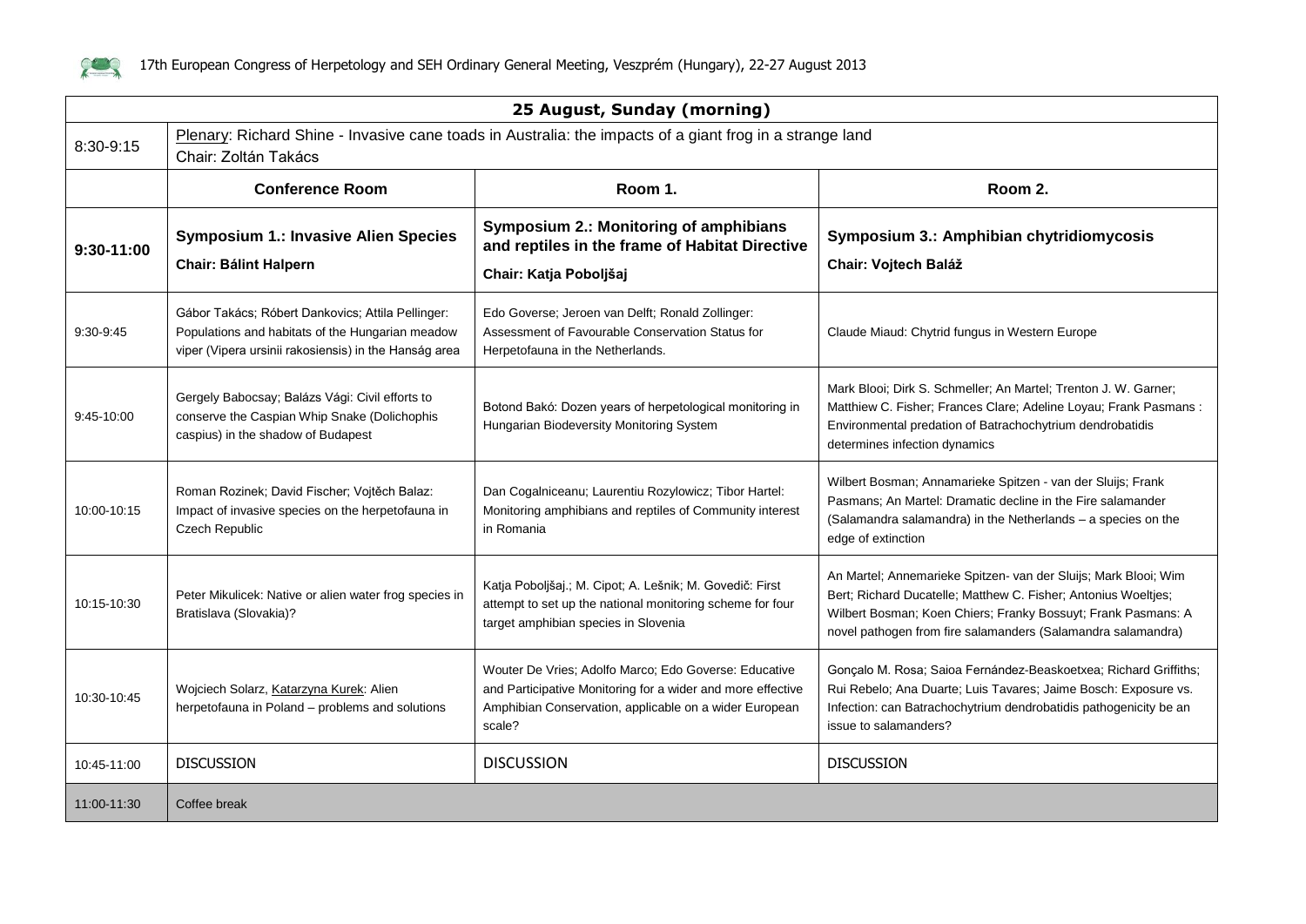| 25 August, Sunday (morning) | | | |
|---|---|---|---|
| 8:30-9:15 | Plenary: Richard Shine - Invasive cane toads in Australia: the impacts of a giant frog in a strange land<br>Chair: Zoltán Takács | | |
| | **Conference Room** | **Room 1.** | **Room 2.** |
| **9:30-11:00** | **Symposium 1.: Invasive Alien Species**<br>**Chair: Bálint Halpern** | **Symposium 2.: Monitoring of amphibians and reptiles in the frame of Habitat Directive**<br>**Chair: Katja Poboljšaj** | **Symposium 3.: Amphibian chytridiomycosis**<br>**Chair: Vojtech Baláž** |
| 9:30-9:45 | Gábor Takács; Róbert Dankovics; Attila Pellinger: Populations and habitats of the Hungarian meadow viper (Vipera ursinii rakosiensis) in the Hanság area | Edo Goverse; Jeroen van Delft; Ronald Zollinger: Assessment of Favourable Conservation Status for Herpetofauna in the Netherlands. | Claude Miaud: Chytrid fungus in Western Europe |
| 9:45-10:00 | Gergely Babocsay; Balázs Vági: Civil efforts to conserve the Caspian Whip Snake (Dolichophis caspius) in the shadow of Budapest | Botond Bakó: Dozen years of herpetological monitoring in Hungarian Biodeversity Monitoring System | Mark Blooi; Dirk S. Schmeller; An Martel; Trenton J. W. Garner; Matthiew C. Fisher; Frances Clare; Adeline Loyau; Frank Pasmans : Environmental predation of Batrachochytrium dendrobatidis determines infection dynamics |
| 10:00-10:15 | Roman Rozinek; David Fischer; Vojtěch Balaz: Impact of invasive species on the herpetofauna in Czech Republic | Dan Cogalniceanu; Laurentiu Rozylowicz; Tibor Hartel: Monitoring amphibians and reptiles of Community interest in Romania | Wilbert Bosman; Annamarieke Spitzen - van der Sluijs; Frank Pasmans; An Martel: Dramatic decline in the Fire salamander (Salamandra salamandra) in the Netherlands – a species on the edge of extinction |
| 10:15-10:30 | Peter Mikulicek: Native or alien water frog species in Bratislava (Slovakia)? | Katja Poboljšaj.; M. Cipot; A. Lešnik; M. Govedič: First attempt to set up the national monitoring scheme for four target amphibian species in Slovenia | An Martel; Annemarieke Spitzen- van der Sluijs; Mark Blooi; Wim Bert; Richard Ducatelle; Matthew C. Fisher; Antonius Woeltjes; Wilbert Bosman; Koen Chiers; Franky Bossuyt; Frank Pasmans: A novel pathogen from fire salamanders (Salamandra salamandra) |
| 10:30-10:45 | Wojciech Solarz, Katarzyna Kurek: Alien herpetofauna in Poland – problems and solutions | Wouter De Vries; Adolfo Marco; Edo Goverse: Educative and Participative Monitoring for a wider and more effective Amphibian Conservation, applicable on a wider European scale? | Gonçalo M. Rosa; Saioa Fernández-Beaskoetxea; Richard Griffiths; Rui Rebelo; Ana Duarte; Luis Tavares; Jaime Bosch: Exposure vs. Infection: can Batrachochytrium dendrobatidis pathogenicity be an issue to salamanders? |
| 10:45-11:00 | DISCUSSION | DISCUSSION | DISCUSSION |
| 11:00-11:30 | Coffee break | | |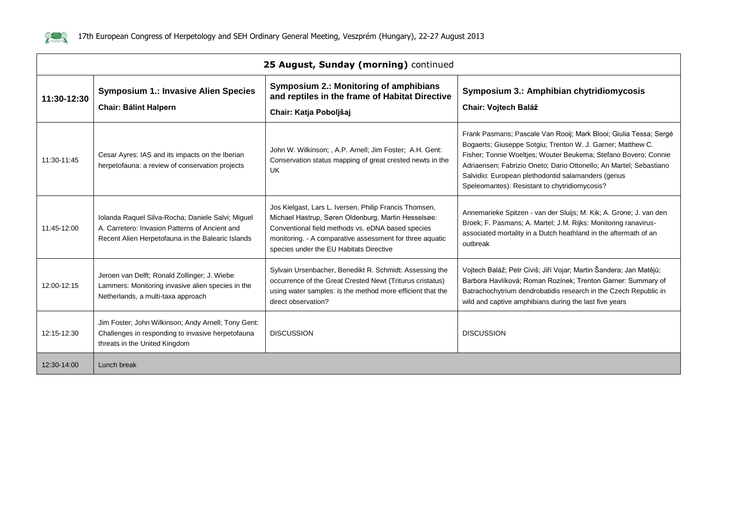| 25 August, Sunday (morning) continued | | | |
|---|---|---|---|
| **11:30-12:30** | **Symposium 1.: Invasive Alien Species** **Chair: Bálint Halpern** | **Symposium 2.: Monitoring of amphibians and reptiles in the frame of Habitat Directive** **Chair: Katja Poboljšaj** | **Symposium 3.: Amphibian chytridiomycosis** **Chair: Vojtech Baláž** |
| 11:30-11:45 | Cesar Ayres: IAS and its impacts on the Iberian herpetofauna: a review of conservation projects | John W. Wilkinson; , A.P. Arnell; Jim Foster; A.H. Gent: Conservation status mapping of great crested newts in the UK | Frank Pasmans; Pascale Van Rooij; Mark Blooi; Giulia Tessa; Sergé Bogaerts; Giuseppe Sotgiu; Trenton W. J. Garner; Matthew C. Fisher; Tonnie Woeltjes; Wouter Beukema; Stefano Bovero; Connie Adriaensen; Fabrizio Oneto; Dario Ottonello; An Martel; Sebastiano Salvidio: European plethodontid salamanders (genus Speleomantes): Resistant to chytridiomycosis? |
| 11:45-12:00 | Iolanda Raquel Silva-Rocha; Daniele Salvi; Miguel A. Carretero: Invasion Patterns of Ancient and Recent Alien Herpetofauna in the Balearic Islands | Jos Kielgast, Lars L. Iversen, Philip Francis Thomsen, Michael Hastrup, Søren Oldenburg, Martin Hesselsøe: Conventional field methods vs. eDNA based species monitoring. - A comparative assessment for three aquatic species under the EU Habitats Directive | Annemarieke Spitzen - van der Sluijs; M. Kik; A. Grone; J. van den Broek; F. Pasmans; A. Martel; J.M. Rijks: Monitoring ranavirus-associated mortality in a Dutch heathland in the aftermath of an outbreak |
| 12:00-12:15 | Jeroen van Delft; Ronald Zollinger; J. Wiebe Lammers: Monitoring invasive alien species in the Netherlands, a multi-taxa approach | Sylvain Ursenbacher, Benedikt R. Schmidt: Assessing the occurrence of the Great Crested Newt (Triturus cristatus) using water samples: is the method more efficient that the direct observation? | Vojtech Baláž; Petr Civiš; Jiří Vojar; Martin Šandera; Jan Matějů; Barbora Havlíková; Roman Rozínek; Trenton Garner: Summary of Batrachochytrium dendrobatidis research in the Czech Republic in wild and captive amphibians during the last five years |
| 12:15-12:30 | Jim Foster; John Wilkinson; Andy Arnell; Tony Gent: Challenges in responding to invasive herpetofauna threats in the United Kingdom | DISCUSSION | DISCUSSION |
| 12:30-14:00 | Lunch break | | |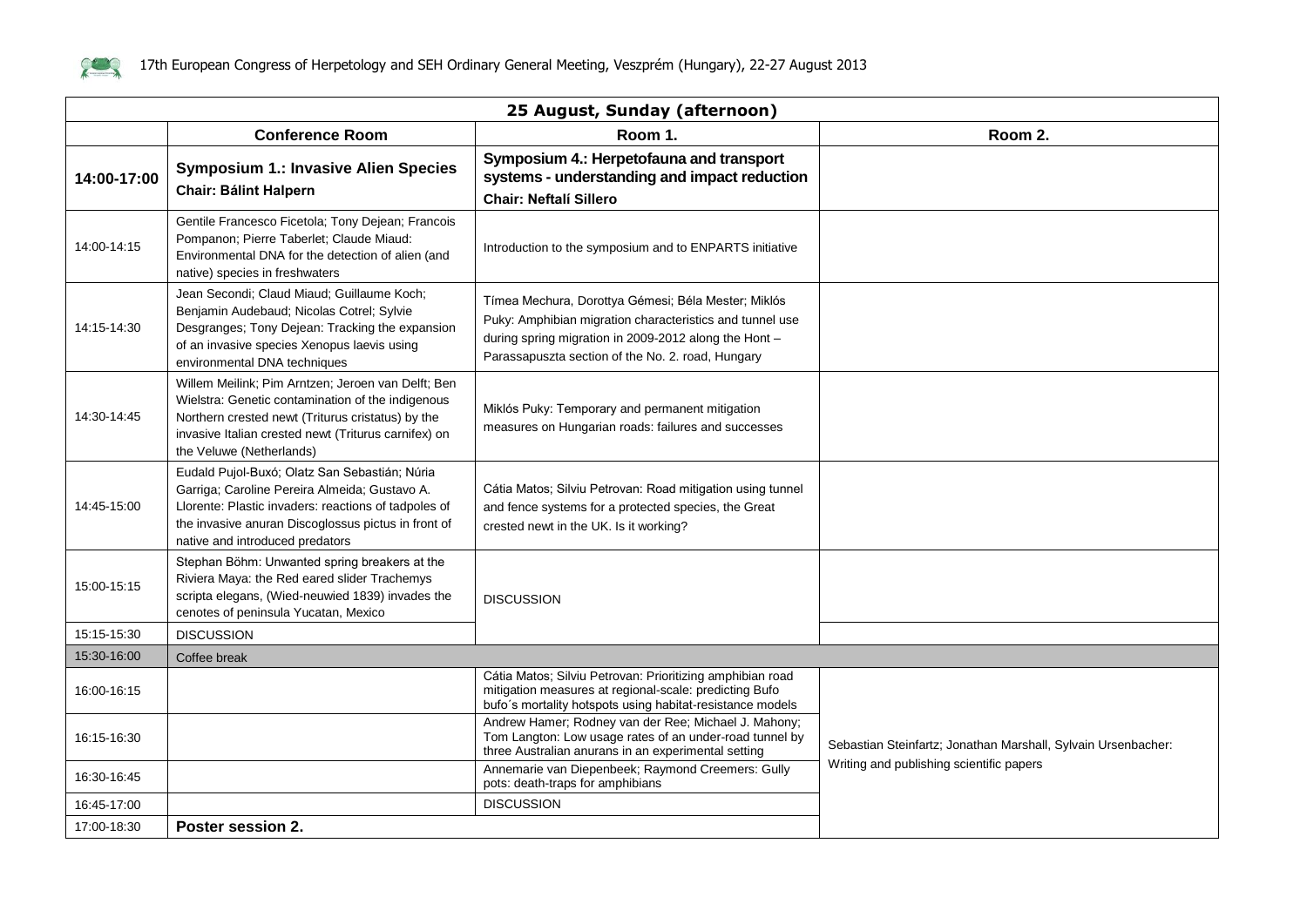| 25 August, Sunday (afternoon) | | | |
|---|---|---|---|
| | **Conference Room** | **Room 1.** | **Room 2.** |
| **14:00-17:00** | **Symposium 1.: Invasive Alien Species**<br>**Chair: Bálint Halpern** | **Symposium 4.: Herpetofauna and transport systems - understanding and impact reduction**<br>**Chair: Neftalí Sillero** | |
| 14:00-14:15 | Gentile Francesco Ficetola; Tony Dejean; Francois Pompanon; Pierre Taberlet; Claude Miaud: Environmental DNA for the detection of alien (and native) species in freshwaters | Introduction to the symposium and to ENPARTS initiative | |
| 14:15-14:30 | Jean Secondi; Claud Miaud; Guillaume Koch; Benjamin Audebaud; Nicolas Cotrel; Sylvie Desgranges; Tony Dejean: Tracking the expansion of an invasive species Xenopus laevis using environmental DNA techniques | Tímea Mechura, Dorottya Gémesi; Béla Mester; Miklós Puky: Amphibian migration characteristics and tunnel use during spring migration in 2009-2012 along the Hont – Parassapuszta section of the No. 2. road, Hungary | |
| 14:30-14:45 | Willem Meilink; Pim Arntzen; Jeroen van Delft; Ben Wielstra: Genetic contamination of the indigenous Northern crested newt (Triturus cristatus) by the invasive Italian crested newt (Triturus carnifex) on the Veluwe (Netherlands) | Miklós Puky: Temporary and permanent mitigation measures on Hungarian roads: failures and successes | |
| 14:45-15:00 | Eudald Pujol-Buxó; Olatz San Sebastián; Núria Garriga; Caroline Pereira Almeida; Gustavo A. Llorente: Plastic invaders: reactions of tadpoles of the invasive anuran Discoglossus pictus in front of native and introduced predators | Cátia Matos; Silviu Petrovan: Road mitigation using tunnel and fence systems for a protected species, the Great crested newt in the UK. Is it working? | |
| 15:00-15:15 | Stephan Böhm: Unwanted spring breakers at the Riviera Maya: the Red eared slider Trachemys scripta elegans, (Wied-neuwied 1839) invades the cenotes of peninsula Yucatan, Mexico | DISCUSSION | |
| 15:15-15:30 | DISCUSSION | | |
| 15:30-16:00 | Coffee break | | |
| 16:00-16:15 | | Cátia Matos; Silviu Petrovan: Prioritizing amphibian road mitigation measures at regional-scale: predicting Bufo bufo´s mortality hotspots using habitat-resistance models | Sebastian Steinfartz; Jonathan Marshall, Sylvain Ursenbacher: Writing and publishing scientific papers |
| 16:15-16:30 | | Andrew Hamer; Rodney van der Ree; Michael J. Mahony; Tom Langton: Low usage rates of an under-road tunnel by three Australian anurans in an experimental setting | |
| 16:30-16:45 | | Annemarie van Diepenbeek; Raymond Creemers: Gully pots: death-traps for amphibians | |
| 16:45-17:00 | | DISCUSSION | |
| 17:00-18:30 | **Poster session 2.** | | |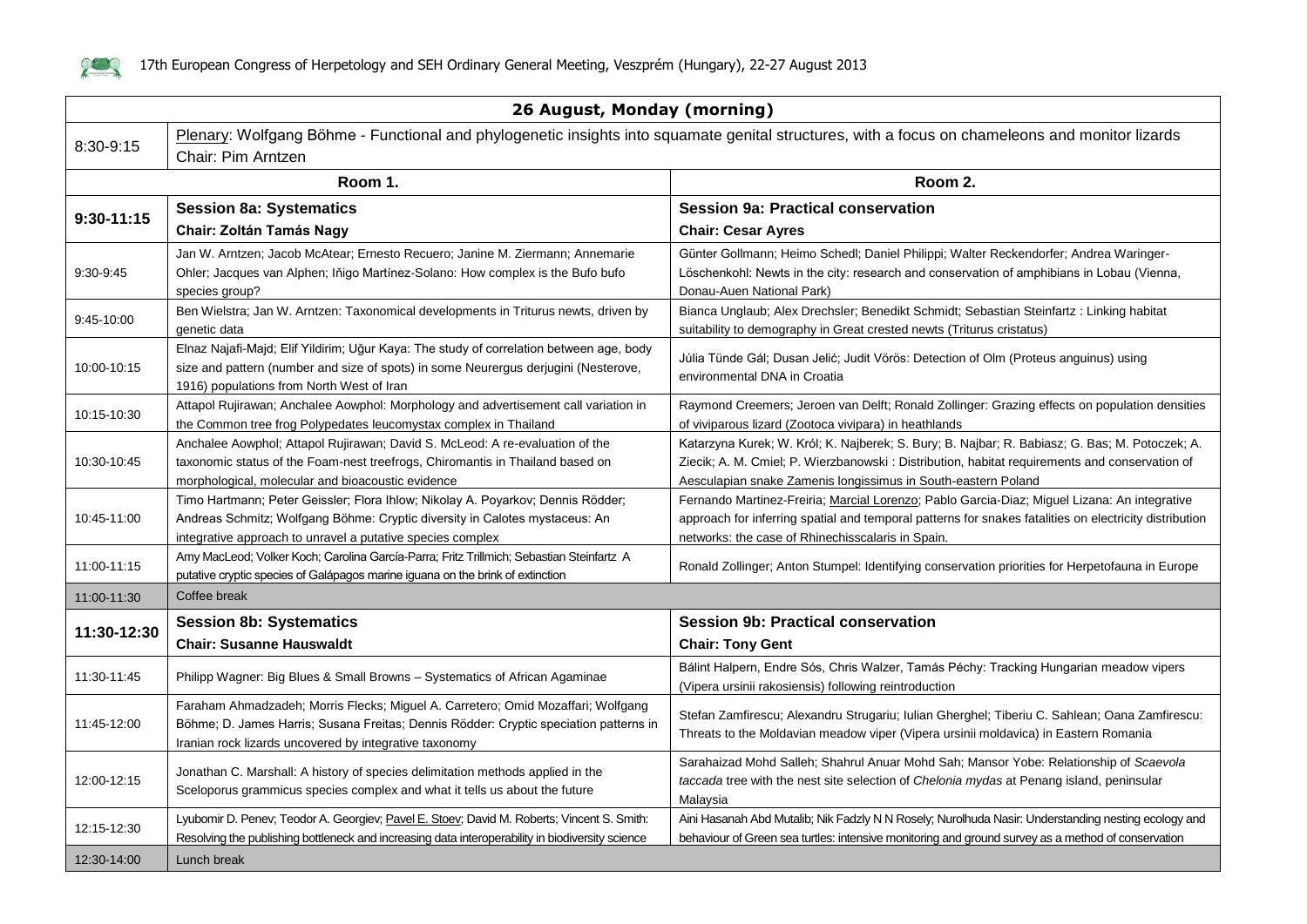| 26 August, Monday (morning) | | |
|---|---|---|
| 8:30-9:15 | Plenary: Wolfgang Böhme - Functional and phylogenetic insights into squamate genital structures, with a focus on chameleons and monitor lizards<br>Chair: Pim Arntzen | |
| | **Room 1.** | **Room 2.** |
| **9:30-11:15** | **Session 8a: Systematics**<br>**Chair: Zoltán Tamás Nagy** | **Session 9a: Practical conservation**<br>**Chair: Cesar Ayres** |
| 9:30-9:45 | Jan W. Arntzen; Jacob McAtear; Ernesto Recuero; Janine M. Ziermann; Annemarie Ohler; Jacques van Alphen; Iñigo Martínez-Solano: How complex is the Bufo bufo species group? | Günter Gollmann; Heimo Schedl; Daniel Philippi; Walter Reckendorfer; Andrea Waringer-Löschenkohl: Newts in the city: research and conservation of amphibians in Lobau (Vienna, Donau-Auen National Park) |
| 9:45-10:00 | Ben Wielstra; Jan W. Arntzen: Taxonomical developments in Triturus newts, driven by genetic data | Bianca Unglaub; Alex Drechsler; Benedikt Schmidt; Sebastian Steinfartz : Linking habitat suitability to demography in Great crested newts (Triturus cristatus) |
| 10:00-10:15 | Elnaz Najafi-Majd; Elif Yildirim; Uğur Kaya: The study of correlation between age, body size and pattern (number and size of spots) in some Neurergus derjugini (Nesterove, 1916) populations from North West of Iran | Júlia Tünde Gál; Dusan Jelić; Judit Vörös: Detection of Olm (Proteus anguinus) using environmental DNA in Croatia |
| 10:15-10:30 | Attapol Rujirawan; Anchalee Aowphol: Morphology and advertisement call variation in the Common tree frog Polypedates leucomystax complex in Thailand | Raymond Creemers; Jeroen van Delft; Ronald Zollinger: Grazing effects on population densities of viviparous lizard (Zootoca vivipara) in heathlands |
| 10:30-10:45 | Anchalee Aowphol; Attapol Rujirawan; David S. McLeod: A re-evaluation of the taxonomic status of the Foam-nest treefrogs, Chiromantis in Thailand based on morphological, molecular and bioacoustic evidence | Katarzyna Kurek; W. Król; K. Najberek; S. Bury; B. Najbar; R. Babiasz; G. Bas; M. Potoczek; A. Ziecik; A. M. Cmiel; P. Wierzbanowski : Distribution, habitat requirements and conservation of Aesculapian snake Zamenis longissimus in South-eastern Poland |
| 10:45-11:00 | Timo Hartmann; Peter Geissler; Flora Ihlow; Nikolay A. Poyarkov; Dennis Rödder; Andreas Schmitz; Wolfgang Böhme: Cryptic diversity in Calotes mystaceus: An integrative approach to unravel a putative species complex | Fernando Martinez-Freiria; Marcial Lorenzo; Pablo Garcia-Diaz; Miguel Lizana: An integrative approach for inferring spatial and temporal patterns for snakes fatalities on electricity distribution networks: the case of Rhinechisscalaris in Spain. |
| 11:00-11:15 | Amy MacLeod; Volker Koch; Carolina García-Parra; Fritz Trillmich; Sebastian Steinfartz A putative cryptic species of Galápagos marine iguana on the brink of extinction | Ronald Zollinger; Anton Stumpel: Identifying conservation priorities for Herpetofauna in Europe |
| 11:00-11:30 | Coffee break | |
| **11:30-12:30** | **Session 8b: Systematics**<br>**Chair: Susanne Hauswaldt** | **Session 9b: Practical conservation**<br>**Chair: Tony Gent** |
| 11:30-11:45 | Philipp Wagner: Big Blues & Small Browns – Systematics of African Agaminae | Bálint Halpern, Endre Sós, Chris Walzer, Tamás Péchy: Tracking Hungarian meadow vipers (Vipera ursinii rakosiensis) following reintroduction |
| 11:45-12:00 | Faraham Ahmadzadeh; Morris Flecks; Miguel A. Carretero; Omid Mozaffari; Wolfgang Böhme; D. James Harris; Susana Freitas; Dennis Rödder: Cryptic speciation patterns in Iranian rock lizards uncovered by integrative taxonomy | Stefan Zamfirescu; Alexandru Strugariu; Iulian Gherghel; Tiberiu C. Sahlean; Oana Zamfirescu: Threats to the Moldavian meadow viper (Vipera ursinii moldavica) in Eastern Romania |
| 12:00-12:15 | Jonathan C. Marshall: A history of species delimitation methods applied in the Sceloporus grammicus species complex and what it tells us about the future | Sarahaizad Mohd Salleh; Shahrul Anuar Mohd Sah; Mansor Yobe: Relationship of *Scaevola taccada* tree with the nest site selection of *Chelonia mydas* at Penang island, peninsular Malaysia |
| 12:15-12:30 | Lyubomir D. Penev; Teodor A. Georgiev; Pavel E. Stoev; David M. Roberts; Vincent S. Smith: Resolving the publishing bottleneck and increasing data interoperability in biodiversity science | Aini Hasanah Abd Mutalib; Nik Fadzly N N Rosely; Nurolhuda Nasir: Understanding nesting ecology and behaviour of Green sea turtles: intensive monitoring and ground survey as a method of conservation |
| 12:30-14:00 | Lunch break | |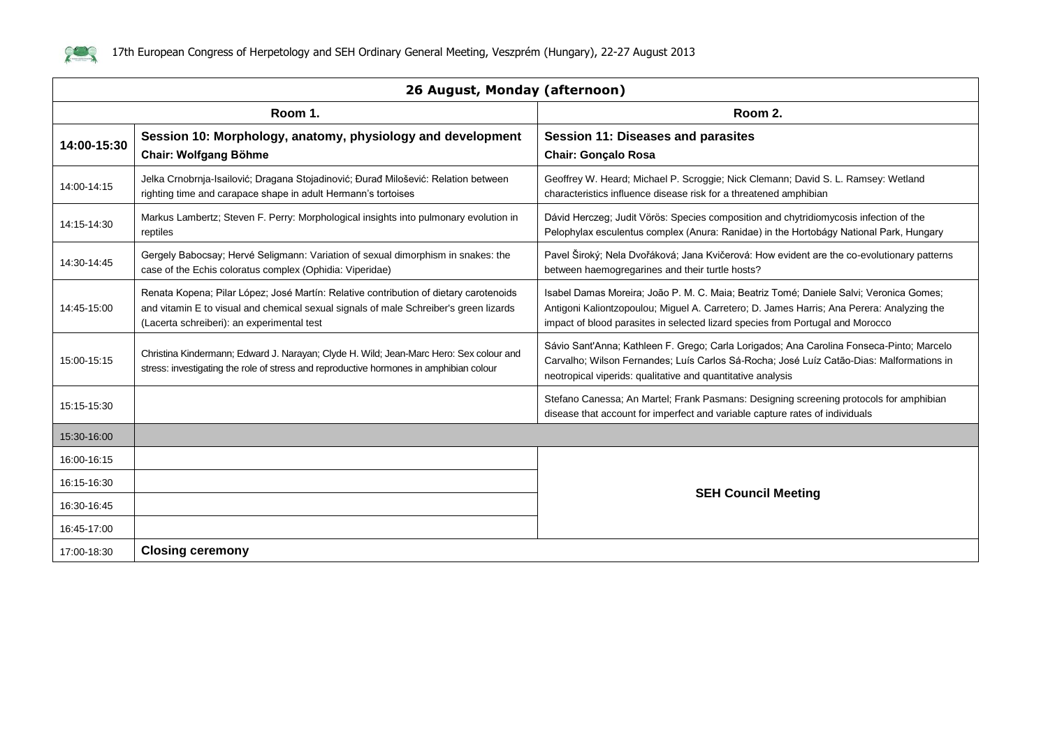| 26 August, Monday (afternoon) | | |
|---|---|---|
| | **Room 1.** | **Room 2.** |
| **14:00-15:30** | **Session 10: Morphology, anatomy, physiology and development**<br>**Chair: Wolfgang Böhme** | **Session 11: Diseases and parasites**<br>**Chair: Gonçalo Rosa** |
| 14:00-14:15 | Jelka Crnobrnja-Isailović; Dragana Stojadinović; Đurađ Milošević: Relation between righting time and carapace shape in adult Hermann's tortoises | Geoffrey W. Heard; Michael P. Scroggie; Nick Clemann; David S. L. Ramsey: Wetland characteristics influence disease risk for a threatened amphibian |
| 14:15-14:30 | Markus Lambertz; Steven F. Perry: Morphological insights into pulmonary evolution in reptiles | Dávid Herczeg; Judit Vörös: Species composition and chytridiomycosis infection of the Pelophylax esculentus complex (Anura: Ranidae) in the Hortobágy National Park, Hungary |
| 14:30-14:45 | Gergely Babocsay; Hervé Seligmann: Variation of sexual dimorphism in snakes: the case of the Echis coloratus complex (Ophidia: Viperidae) | Pavel Široký; Nela Dvořáková; Jana Kvičerová: How evident are the co-evolutionary patterns between haemogregarines and their turtle hosts? |
| 14:45-15:00 | Renata Kopena; Pilar López; José Martín: Relative contribution of dietary carotenoids and vitamin E to visual and chemical sexual signals of male Schreiber's green lizards (Lacerta schreiberi): an experimental test | Isabel Damas Moreira; João P. M. C. Maia; Beatriz Tomé; Daniele Salvi; Veronica Gomes; Antigoni Kaliontzopoulou; Miguel A. Carretero; D. James Harris; Ana Perera: Analyzing the impact of blood parasites in selected lizard species from Portugal and Morocco |
| 15:00-15:15 | Christina Kindermann; Edward J. Narayan; Clyde H. Wild; Jean-Marc Hero: Sex colour and stress: investigating the role of stress and reproductive hormones in amphibian colour | Sávio Sant'Anna; Kathleen F. Grego; Carla Lorigados; Ana Carolina Fonseca-Pinto; Marcelo Carvalho; Wilson Fernandes; Luís Carlos Sá-Rocha; José Luíz Catão-Dias: Malformations in neotropical viperids: qualitative and quantitative analysis |
| 15:15-15:30 | | Stefano Canessa; An Martel; Frank Pasmans: Designing screening protocols for amphibian disease that account for imperfect and variable capture rates of individuals |
| 15:30-16:00 | | |
| 16:00-16:15 | | **SEH Council Meeting** |
| 16:15-16:30 | | |
| 16:30-16:45 | | |
| 16:45-17:00 | | |
| 17:00-18:30 | **Closing ceremony** | |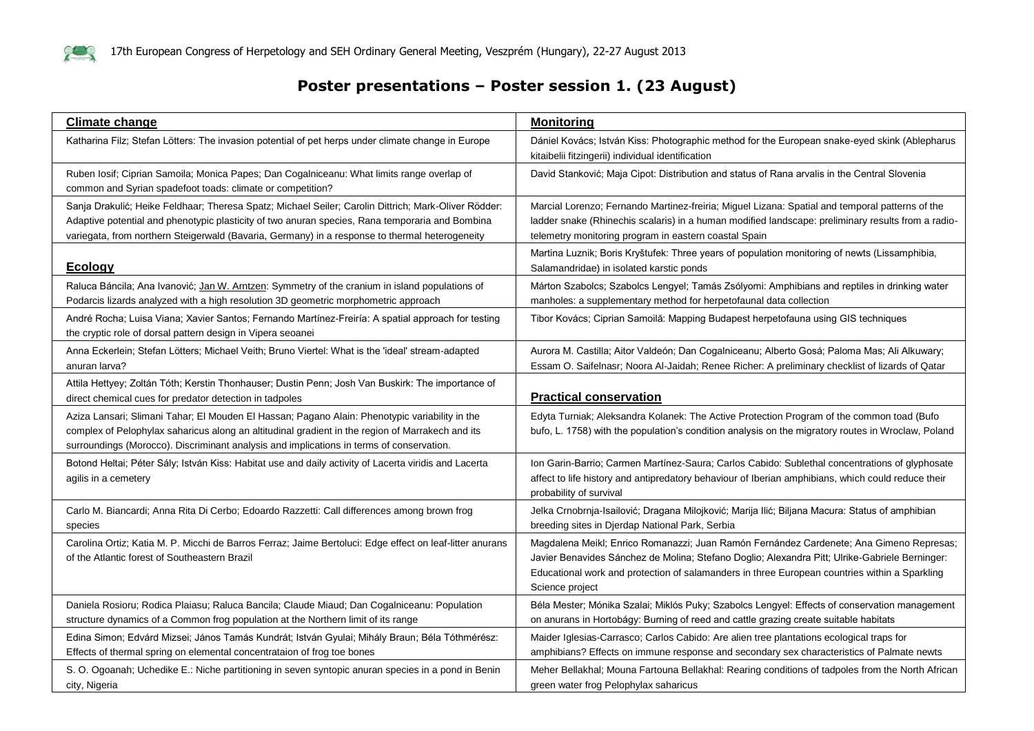# Poster presentations – Poster session 1. (23 August)

## Climate change

Katharina Filz; Stefan Lötters: The invasion potential of pet herps under climate change in Europe

Ruben Iosif; Ciprian Samoila; Monica Papes; Dan Cogalniceanu: What limits range overlap of common and Syrian spadefoot toads: climate or competition?

Sanja Drakulić; Heike Feldhaar; Theresa Spatz; Michael Seiler; Carolin Dittrich; Mark-Oliver Rödder: Adaptive potential and phenotypic plasticity of two anuran species, Rana temporaria and Bombina variegata, from northern Steigerwald (Bavaria, Germany) in a response to thermal heterogeneity

## Ecology

Raluca Báncila; Ana Ivanović; Jan W. Arntzen: Symmetry of the cranium in island populations of Podarcis lizards analyzed with a high resolution 3D geometric morphometric approach

André Rocha; Luisa Viana; Xavier Santos; Fernando Martínez-Freiría: A spatial approach for testing the cryptic role of dorsal pattern design in Vipera seoanei

Anna Eckerlein; Stefan Lötters; Michael Veith; Bruno Viertel: What is the 'ideal' stream-adapted anuran larva?

Attila Hettyey; Zoltán Tóth; Kerstin Thonhauser; Dustin Penn; Josh Van Buskirk: The importance of direct chemical cues for predator detection in tadpoles

Aziza Lansari; Slimani Tahar; El Mouden El Hassan; Pagano Alain: Phenotypic variability in the complex of Pelophylax saharicus along an altitudinal gradient in the region of Marrakech and its surroundings (Morocco). Discriminant analysis and implications in terms of conservation.

Botond Heltai; Péter Sály; István Kiss: Habitat use and daily activity of Lacerta viridis and Lacerta agilis in a cemetery

Carlo M. Biancardi; Anna Rita Di Cerbo; Edoardo Razzetti: Call differences among brown frog species

Carolina Ortiz; Katia M. P. Micchi de Barros Ferraz; Jaime Bertoluci: Edge effect on leaf-litter anurans of the Atlantic forest of Southeastern Brazil

Daniela Rosioru; Rodica Plaiasu; Raluca Bancila; Claude Miaud; Dan Cogalniceanu: Population structure dynamics of a Common frog population at the Northern limit of its range

Edina Simon; Edvárd Mizsei; János Tamás Kundrát; István Gyulai; Mihály Braun; Béla Tóthmérész: Effects of thermal spring on elemental concentrataion of frog toe bones

S. O. Ogoanah; Uchedike E.: Niche partitioning in seven syntopic anuran species in a pond in Benin city, Nigeria

## Monitoring

Dániel Kovács; István Kiss: Photographic method for the European snake-eyed skink (Ablepharus kitaibelii fitzingerii) individual identification

David Stanković; Maja Cipot: Distribution and status of Rana arvalis in the Central Slovenia

Marcial Lorenzo; Fernando Martinez-freiria; Miguel Lizana: Spatial and temporal patterns of the ladder snake (Rhinechis scalaris) in a human modified landscape: preliminary results from a radio-telemetry monitoring program in eastern coastal Spain

Martina Luznik; Boris Kryštufek: Three years of population monitoring of newts (Lissamphibia, Salamandridae) in isolated karstic ponds

Márton Szabolcs; Szabolcs Lengyel; Tamás Zsólyomi: Amphibians and reptiles in drinking water manholes: a supplementary method for herpetofaunal data collection

Tibor Kovács; Ciprian Samoilă: Mapping Budapest herpetofauna using GIS techniques

Aurora M. Castilla; Aitor Valdeón; Dan Cogalniceanu; Alberto Gosá; Paloma Mas; Ali Alkuwary; Essam O. Saifelnasr; Noora Al-Jaidah; Renee Richer: A preliminary checklist of lizards of Qatar

## Practical conservation

Edyta Turniak; Aleksandra Kolanek: The Active Protection Program of the common toad (Bufo bufo, L. 1758) with the population's condition analysis on the migratory routes in Wroclaw, Poland

Ion Garin-Barrio; Carmen Martínez-Saura; Carlos Cabido: Sublethal concentrations of glyphosate affect to life history and antipredatory behaviour of Iberian amphibians, which could reduce their probability of survival

Jelka Crnobrnja-Isailović; Dragana Milojković; Marija Ilić; Biljana Macura: Status of amphibian breeding sites in Djerdap National Park, Serbia

Magdalena Meikl; Enrico Romanazzi; Juan Ramón Fernández Cardenete; Ana Gimeno Represas; Javier Benavides Sánchez de Molina; Stefano Doglio; Alexandra Pitt; Ulrike-Gabriele Berninger: Educational work and protection of salamanders in three European countries within a Sparkling Science project

Béla Mester; Mónika Szalai; Miklós Puky; Szabolcs Lengyel: Effects of conservation management on anurans in Hortobágy: Burning of reed and cattle grazing create suitable habitats

Maider Iglesias-Carrasco; Carlos Cabido: Are alien tree plantations ecological traps for amphibians? Effects on immune response and secondary sex characteristics of Palmate newts

Meher Bellakhal; Mouna Fartouna Bellakhal: Rearing conditions of tadpoles from the North African green water frog Pelophylax saharicus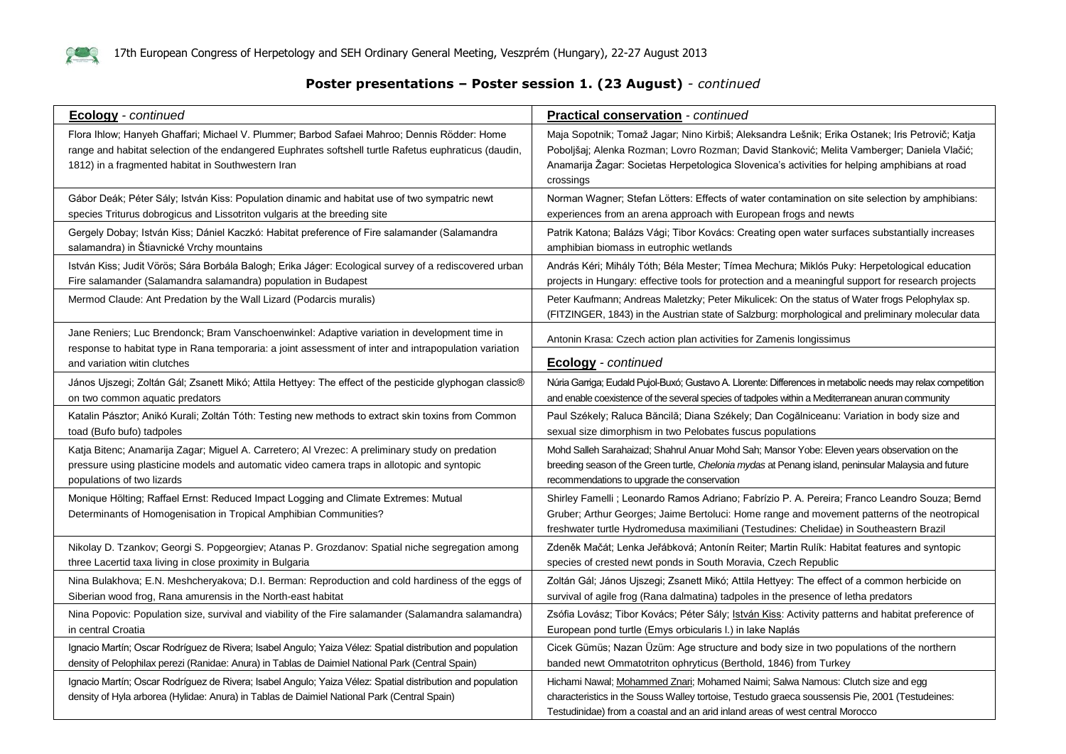## Poster presentations – Poster session 1. (23 August) - *continued*

| **Ecology** - *continued* | **Practical conservation** - *continued* |
|---|---|
| Flora Ihlow; Hanyeh Ghaffari; Michael V. Plummer; Barbod Safaei Mahroo; Dennis Rödder: Home range and habitat selection of the endangered Euphrates softshell turtle Rafetus euphraticus (daudin, 1812) in a fragmented habitat in Southwestern Iran | Maja Sopotnik; Tomaž Jagar; Nino Kirbiš; Aleksandra Lešnik; Erika Ostanek; Iris Petrovič; Katja Poboljšaj; Alenka Rozman; Lovro Rozman; David Stanković; Melita Vamberger; Daniela Vlačić; Anamarija Žagar: Societas Herpetologica Slovenica's activities for helping amphibians at road crossings |
| Gábor Deák; Péter Sály; István Kiss: Population dinamic and habitat use of two sympatric newt species Triturus dobrogicus and Lissotriton vulgaris at the breeding site | Norman Wagner; Stefan Lötters: Effects of water contamination on site selection by amphibians: experiences from an arena approach with European frogs and newts |
| Gergely Dobay; István Kiss; Dániel Kaczkó: Habitat preference of Fire salamander (Salamandra salamandra) in Štiavnické Vrchy mountains | Patrik Katona; Balázs Vági; Tibor Kovács: Creating open water surfaces substantially increases amphibian biomass in eutrophic wetlands |
| István Kiss; Judit Vörös; Sára Borbála Balogh; Erika Jáger: Ecological survey of a rediscovered urban Fire salamander (Salamandra salamandra) population in Budapest | András Kéri; Mihály Tóth; Béla Mester; Tímea Mechura; Miklós Puky: Herpetological education projects in Hungary: effective tools for protection and a meaningful support for research projects |
| Mermod Claude: Ant Predation by the Wall Lizard (Podarcis muralis) | Peter Kaufmann; Andreas Maletzky; Peter Mikulicek: On the status of Water frogs Pelophylax sp. (FITZINGER, 1843) in the Austrian state of Salzburg: morphological and preliminary molecular data |
| Jane Reniers; Luc Brendonck; Bram Vanschoenwinkel: Adaptive variation in development time in response to habitat type in Rana temporaria: a joint assessment of inter and intrapopulation variation and variation witin clutches | Antonin Krasa: Czech action plan activities for Zamenis longissimus |
| | **Ecology** - *continued* |
| János Ujszegi; Zoltán Gál; Zsanett Mikó; Attila Hettyey: The effect of the pesticide glyphogan classic® on two common aquatic predators | Núria Garriga; Eudald Pujol-Buxó; Gustavo A. Llorente: Differences in metabolic needs may relax competition and enable coexistence of the several species of tadpoles within a Mediterranean anuran community |
| Katalin Pásztor; Anikó Kurali; Zoltán Tóth: Testing new methods to extract skin toxins from Common toad (Bufo bufo) tadpoles | Paul Székely; Raluca Băncilă; Diana Székely; Dan Cogălniceanu: Variation in body size and sexual size dimorphism in two Pelobates fuscus populations |
| Katja Bitenc; Anamarija Zagar; Miguel A. Carretero; Al Vrezec: A preliminary study on predation pressure using plasticine models and automatic video camera traps in allotopic and syntopic populations of two lizards | Mohd Salleh Sarahaizad; Shahrul Anuar Mohd Sah; Mansor Yobe: Eleven years observation on the breeding season of the Green turtle, *Chelonia mydas* at Penang island, peninsular Malaysia and future recommendations to upgrade the conservation |
| Monique Hölting; Raffael Ernst: Reduced Impact Logging and Climate Extremes: Mutual Determinants of Homogenisation in Tropical Amphibian Communities? | Shirley Famelli ; Leonardo Ramos Adriano; Fabrízio P. A. Pereira; Franco Leandro Souza; Bernd Gruber; Arthur Georges; Jaime Bertoluci: Home range and movement patterns of the neotropical freshwater turtle Hydromedusa maximiliani (Testudines: Chelidae) in Southeastern Brazil |
| Nikolay D. Tzankov; Georgi S. Popgeorgiev; Atanas P. Grozdanov: Spatial niche segregation among three Lacertid taxa living in close proximity in Bulgaria | Zdeněk Mačát; Lenka Jeřábková; Antonín Reiter; Martin Rulík: Habitat features and syntopic species of crested newt ponds in South Moravia, Czech Republic |
| Nina Bulakhova; E.N. Meshcheryakova; D.I. Berman: Reproduction and cold hardiness of the eggs of Siberian wood frog, Rana amurensis in the North-east habitat | Zoltán Gál; János Ujszegi; Zsanett Mikó; Attila Hettyey: The effect of a common herbicide on survival of agile frog (Rana dalmatina) tadpoles in the presence of letha predators |
| Nina Popovic: Population size, survival and viability of the Fire salamander (Salamandra salamandra) in central Croatia | Zsófia Lovász; Tibor Kovács; Péter Sály; István Kiss: Activity patterns and habitat preference of European pond turtle (Emys orbicularis l.) in lake Naplás |
| Ignacio Martín; Oscar Rodríguez de Rivera; Isabel Angulo; Yaiza Vélez: Spatial distribution and population density of Pelophilax perezi (Ranidae: Anura) in Tablas de Daimiel National Park (Central Spain) | Cicek Gümüs; Nazan Üzüm: Age structure and body size in two populations of the northern banded newt Ommatotriton ophryticus (Berthold, 1846) from Turkey |
| Ignacio Martín; Oscar Rodríguez de Rivera; Isabel Angulo; Yaiza Vélez: Spatial distribution and population density of Hyla arborea (Hylidae: Anura) in Tablas de Daimiel National Park (Central Spain) | Hichami Nawal; Mohammed Znari; Mohamed Naimi; Salwa Namous: Clutch size and egg characteristics in the Souss Walley tortoise, Testudo graeca soussensis Pie, 2001 (Testudeines: Testudinidae) from a coastal and an arid inland areas of west central Morocco |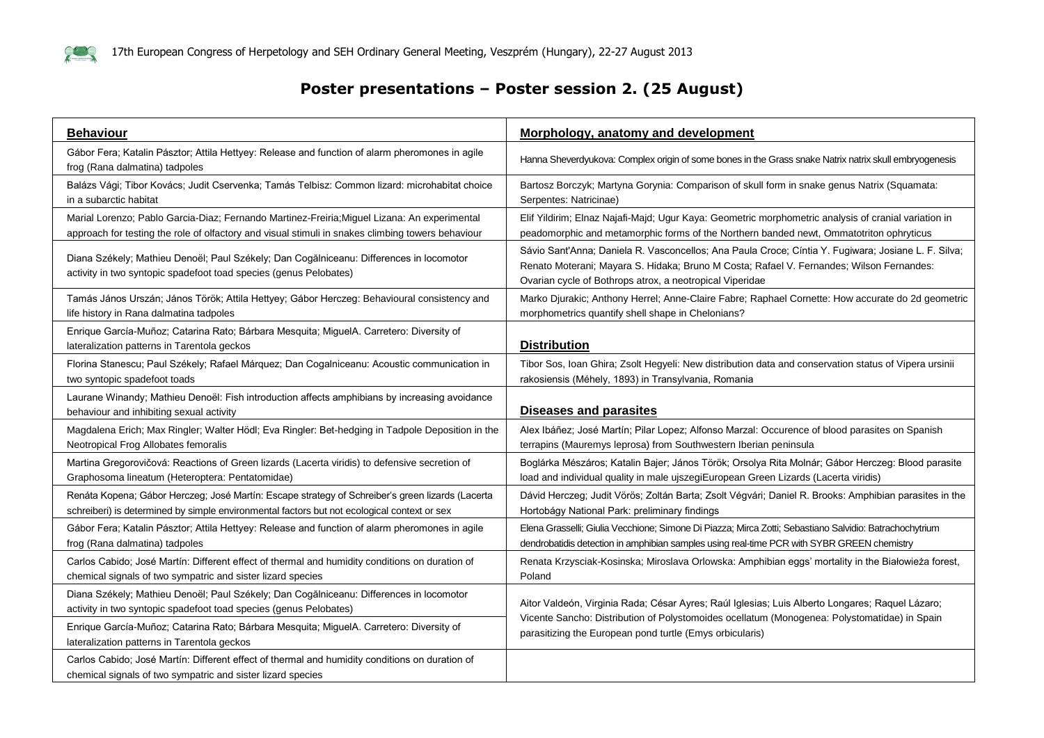# Poster presentations – Poster session 2. (25 August)

| Behaviour | Morphology, anatomy and development |
|---|---|
| Gábor Fera; Katalin Pásztor; Attila Hettyey: Release and function of alarm pheromones in agile frog (Rana dalmatina) tadpoles | Hanna Sheverdyukova: Complex origin of some bones in the Grass snake Natrix natrix skull embryogenesis |
| Balázs Vági; Tibor Kovács; Judit Cservenka; Tamás Telbisz: Common lizard: microhabitat choice in a subarctic habitat | Bartosz Borczyk; Martyna Gorynia: Comparison of skull form in snake genus Natrix (Squamata: Serpentes: Natricinae) |
| Marial Lorenzo; Pablo Garcia-Diaz; Fernando Martinez-Freiria;Miguel Lizana: An experimental approach for testing the role of olfactory and visual stimuli in snakes climbing towers behaviour | Elif Yildirim; Elnaz Najafi-Majd; Ugur Kaya: Geometric morphometric analysis of cranial variation in peadomorphic and metamorphic forms of the Northern banded newt, Ommatotriton ophryticus |
| Diana Székely; Mathieu Denoël; Paul Székely; Dan Cogălniceanu: Differences in locomotor activity in two syntopic spadefoot toad species (genus Pelobates) | Sávio Sant'Anna; Daniela R. Vasconcellos; Ana Paula Croce; Cíntia Y. Fugiwara; Josiane L. F. Silva; Renato Moterani; Mayara S. Hidaka; Bruno M Costa; Rafael V. Fernandes; Wilson Fernandes: Ovarian cycle of Bothrops atrox, a neotropical Viperidae |
| Tamás János Urszán; János Török; Attila Hettyey; Gábor Herczeg: Behavioural consistency and life history in Rana dalmatina tadpoles | Marko Djurakic; Anthony Herrel; Anne-Claire Fabre; Raphael Cornette: How accurate do 2d geometric morphometrics quantify shell shape in Chelonians? |
| Enrique García-Muñoz; Catarina Rato; Bárbara Mesquita; MiguelA. Carretero: Diversity of lateralization patterns in Tarentola geckos | **Distribution** |
| Florina Stanescu; Paul Székely; Rafael Márquez; Dan Cogalniceanu: Acoustic communication in two syntopic spadefoot toads | Tibor Sos, Ioan Ghira; Zsolt Hegyeli: New distribution data and conservation status of Vipera ursinii rakosiensis (Méhely, 1893) in Transylvania, Romania |
| Laurane Winandy; Mathieu Denoël: Fish introduction affects amphibians by increasing avoidance behaviour and inhibiting sexual activity | **Diseases and parasites** |
| Magdalena Erich; Max Ringler; Walter Hödl; Eva Ringler: Bet-hedging in Tadpole Deposition in the Neotropical Frog Allobates femoralis | Alex Ibáñez; José Martín; Pilar Lopez; Alfonso Marzal: Occurence of blood parasites on Spanish terrapins (Mauremys leprosa) from Southwestern Iberian peninsula |
| Martina Gregorovičová: Reactions of Green lizards (Lacerta viridis) to defensive secretion of Graphosoma lineatum (Heteroptera: Pentatomidae) | Boglárka Mészáros; Katalin Bajer; János Török; Orsolya Rita Molnár; Gábor Herczeg: Blood parasite load and individual quality in male ujszegiEuropean Green Lizards (Lacerta viridis) |
| Renáta Kopena; Gábor Herczeg; José Martín: Escape strategy of Schreiber's green lizards (Lacerta schreiberi) is determined by simple environmental factors but not ecological context or sex | Dávid Herczeg; Judit Vörös; Zoltán Barta; Zsolt Végvári; Daniel R. Brooks: Amphibian parasites in the Hortobágy National Park: preliminary findings |
| Gábor Fera; Katalin Pásztor; Attila Hettyey: Release and function of alarm pheromones in agile frog (Rana dalmatina) tadpoles | Elena Grasselli; Giulia Vecchione; Simone Di Piazza; Mirca Zotti; Sebastiano Salvidio: Batrachochytrium dendrobatidis detection in amphibian samples using real-time PCR with SYBR GREEN chemistry |
| Carlos Cabido; José Martín: Different effect of thermal and humidity conditions on duration of chemical signals of two sympatric and sister lizard species | Renata Krzysciak-Kosinska; Miroslava Orlowska: Amphibian eggs' mortality in the Białowieża forest, Poland |
| Diana Székely; Mathieu Denoël; Paul Székely; Dan Cogălniceanu: Differences in locomotor activity in two syntopic spadefoot toad species (genus Pelobates) | Aitor Valdeón, Virginia Rada; César Ayres; Raúl Iglesias; Luis Alberto Longares; Raquel Lázaro; Vicente Sancho: Distribution of Polystomoides ocellatum (Monogenea: Polystomatidae) in Spain parasitizing the European pond turtle (Emys orbicularis) |
| Enrique García-Muñoz; Catarina Rato; Bárbara Mesquita; MiguelA. Carretero: Diversity of lateralization patterns in Tarentola geckos | |
| Carlos Cabido; José Martín: Different effect of thermal and humidity conditions on duration of chemical signals of two sympatric and sister lizard species | |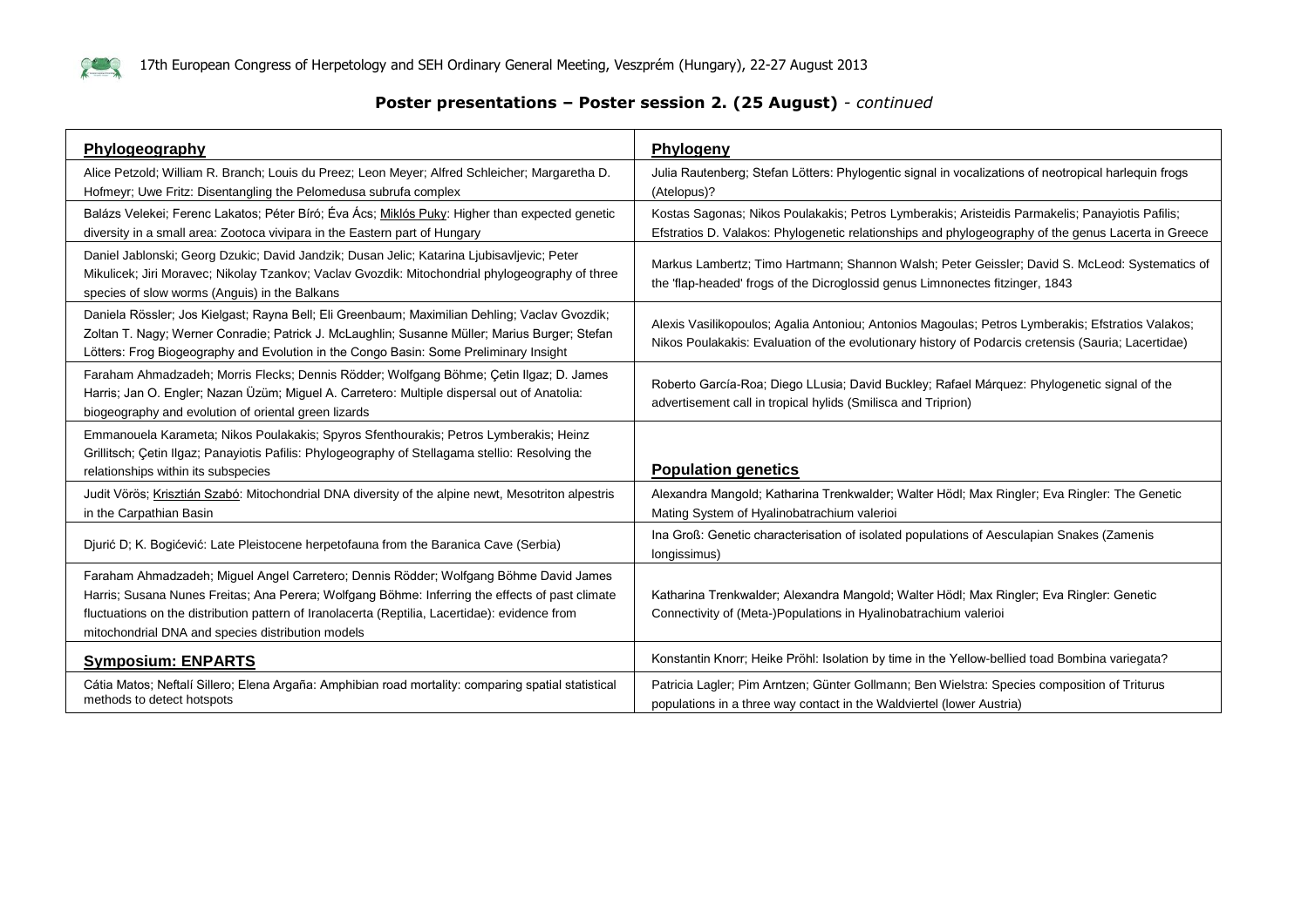## Poster presentations – Poster session 2. (25 August) - *continued*

| Phylogeography | Phylogeny |
|---|---|
| Alice Petzold; William R. Branch; Louis du Preez; Leon Meyer; Alfred Schleicher; Margaretha D. Hofmeyr; Uwe Fritz: Disentangling the Pelomedusa subrufa complex | Julia Rautenberg; Stefan Lötters: Phylogentic signal in vocalizations of neotropical harlequin frogs (Atelopus)? |
| Balázs Velekei; Ferenc Lakatos; Péter Bíró; Éva Ács; Miklós Puky: Higher than expected genetic diversity in a small area: Zootoca vivipara in the Eastern part of Hungary | Kostas Sagonas; Nikos Poulakakis; Petros Lymberakis; Aristeidis Parmakelis; Panayiotis Pafilis; Efstratios D. Valakos: Phylogenetic relationships and phylogeography of the genus Lacerta in Greece |
| Daniel Jablonski; Georg Dzukic; David Jandzik; Dusan Jelic; Katarina Ljubisavljevic; Peter Mikulicek; Jiri Moravec; Nikolay Tzankov; Vaclav Gvozdik: Mitochondrial phylogeography of three species of slow worms (Anguis) in the Balkans | Markus Lambertz; Timo Hartmann; Shannon Walsh; Peter Geissler; David S. McLeod: Systematics of the 'flap-headed' frogs of the Dicroglossid genus Limnonectes fitzinger, 1843 |
| Daniela Rössler; Jos Kielgast; Rayna Bell; Eli Greenbaum; Maximilian Dehling; Vaclav Gvozdik; Zoltan T. Nagy; Werner Conradie; Patrick J. McLaughlin; Susanne Müller; Marius Burger; Stefan Lötters: Frog Biogeography and Evolution in the Congo Basin: Some Preliminary Insight | Alexis Vasilikopoulos; Agalia Antoniou; Antonios Magoulas; Petros Lymberakis; Efstratios Valakos; Nikos Poulakakis: Evaluation of the evolutionary history of Podarcis cretensis (Sauria; Lacertidae) |
| Faraham Ahmadzadeh; Morris Flecks; Dennis Rödder; Wolfgang Böhme; Çetin Ilgaz; D. James Harris; Jan O. Engler; Nazan Üzüm; Miguel A. Carretero: Multiple dispersal out of Anatolia: biogeography and evolution of oriental green lizards | Roberto García-Roa; Diego LLusia; David Buckley; Rafael Márquez: Phylogenetic signal of the advertisement call in tropical hylids (Smilisca and Triprion) |
| Emmanouela Karameta; Nikos Poulakakis; Spyros Sfenthourakis; Petros Lymberakis; Heinz Grillitsch; Çetin Ilgaz; Panayiotis Pafilis: Phylogeography of Stellagama stellio: Resolving the relationships within its subspecies | **Population genetics** |
| Judit Vörös; Krisztián Szabó: Mitochondrial DNA diversity of the alpine newt, Mesotriton alpestris in the Carpathian Basin | Alexandra Mangold; Katharina Trenkwalder; Walter Hödl; Max Ringler; Eva Ringler: The Genetic Mating System of Hyalinobatrachium valerioi |
| Djurić D; K. Bogićević: Late Pleistocene herpetofauna from the Baranica Cave (Serbia) | Ina Groß: Genetic characterisation of isolated populations of Aesculapian Snakes (Zamenis longissimus) |
| Faraham Ahmadzadeh; Miguel Angel Carretero; Dennis Rödder; Wolfgang Böhme David James Harris; Susana Nunes Freitas; Ana Perera; Wolfgang Böhme: Inferring the effects of past climate fluctuations on the distribution pattern of Iranolacerta (Reptilia, Lacertidae): evidence from mitochondrial DNA and species distribution models | Katharina Trenkwalder; Alexandra Mangold; Walter Hödl; Max Ringler; Eva Ringler: Genetic Connectivity of (Meta-)Populations in Hyalinobatrachium valerioi |
| **Symposium: ENPARTS** | Konstantin Knorr; Heike Pröhl: Isolation by time in the Yellow-bellied toad Bombina variegata? |
| Cátia Matos; Neftalí Sillero; Elena Argaña: Amphibian road mortality: comparing spatial statistical methods to detect hotspots | Patricia Lagler; Pim Arntzen; Günter Gollmann; Ben Wielstra: Species composition of Triturus populations in a three way contact in the Waldviertel (lower Austria) |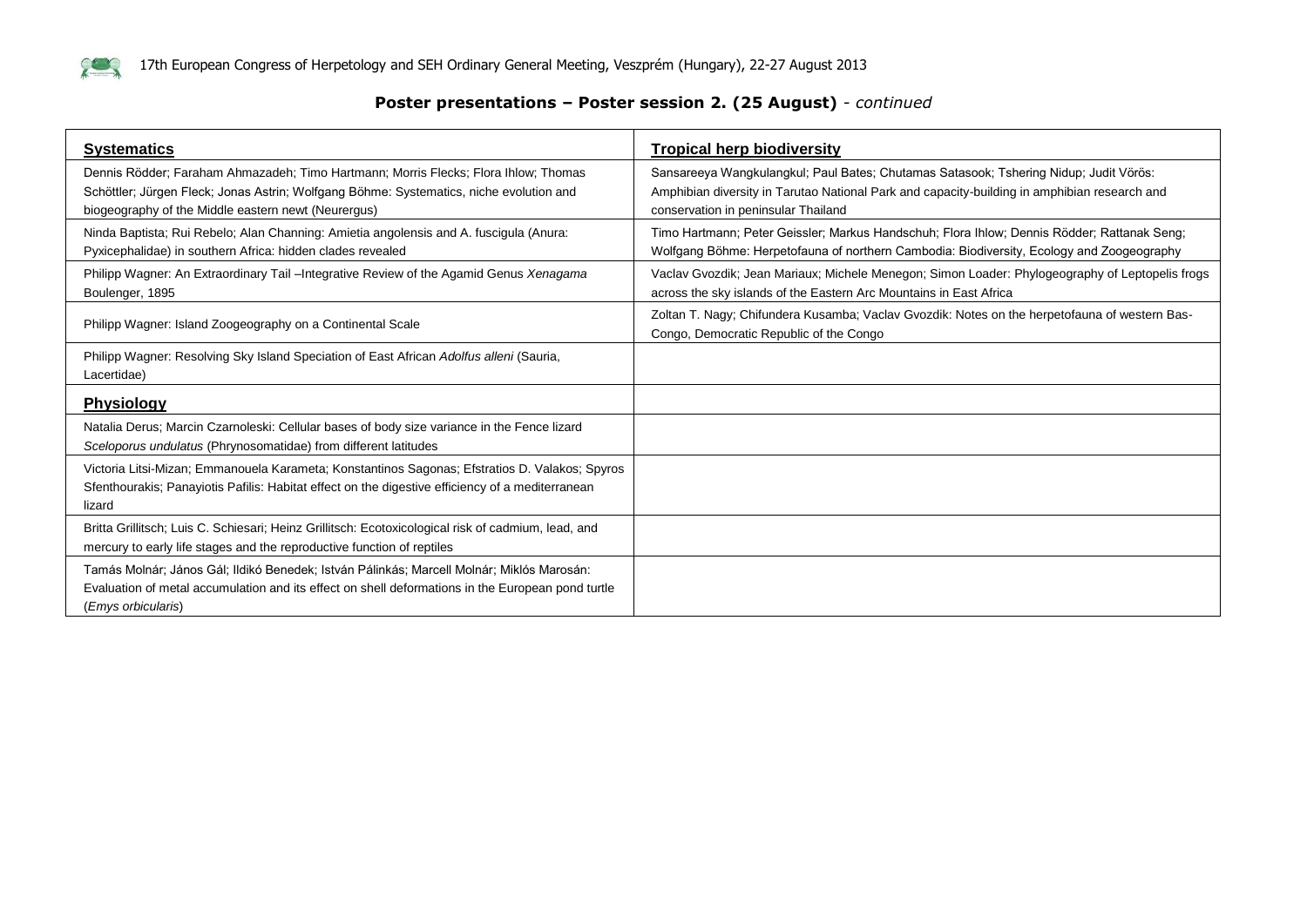## Poster presentations – Poster session 2. (25 August) - *continued*

| Systematics | Tropical herp biodiversity |
|---|---|
| Dennis Rödder; Faraham Ahmazadeh; Timo Hartmann; Morris Flecks; Flora Ihlow; Thomas Schöttler; Jürgen Fleck; Jonas Astrin; Wolfgang Böhme: Systematics, niche evolution and biogeography of the Middle eastern newt (Neurergus) | Sansareeya Wangkulangkul; Paul Bates; Chutamas Satasook; Tshering Nidup; Judit Vörös: Amphibian diversity in Tarutao National Park and capacity-building in amphibian research and conservation in peninsular Thailand |
| Ninda Baptista; Rui Rebelo; Alan Channing: Amietia angolensis and A. fuscigula (Anura: Pyxicephalidae) in southern Africa: hidden clades revealed | Timo Hartmann; Peter Geissler; Markus Handschuh; Flora Ihlow; Dennis Rödder; Rattanak Seng; Wolfgang Böhme: Herpetofauna of northern Cambodia: Biodiversity, Ecology and Zoogeography |
| Philipp Wagner: An Extraordinary Tail –Integrative Review of the Agamid Genus *Xenagama* Boulenger, 1895 | Vaclav Gvozdik; Jean Mariaux; Michele Menegon; Simon Loader: Phylogeography of Leptopelis frogs across the sky islands of the Eastern Arc Mountains in East Africa |
| Philipp Wagner: Island Zoogeography on a Continental Scale | Zoltan T. Nagy; Chifundera Kusamba; Vaclav Gvozdik: Notes on the herpetofauna of western Bas-Congo, Democratic Republic of the Congo |
| Philipp Wagner: Resolving Sky Island Speciation of East African *Adolfus alleni* (Sauria, Lacertidae) | |
| **Physiology** | |
| Natalia Derus; Marcin Czarnoleski: Cellular bases of body size variance in the Fence lizard *Sceloporus undulatus* (Phrynosomatidae) from different latitudes | |
| Victoria Litsi-Mizan; Emmanouela Karameta; Konstantinos Sagonas; Efstratios D. Valakos; Spyros Sfenthourakis; Panayiotis Pafilis: Habitat effect on the digestive efficiency of a mediterranean lizard | |
| Britta Grillitsch; Luis C. Schiesari; Heinz Grillitsch: Ecotoxicological risk of cadmium, lead, and mercury to early life stages and the reproductive function of reptiles | |
| Tamás Molnár; János Gál; Ildikó Benedek; István Pálinkás; Marcell Molnár; Miklós Marosán: Evaluation of metal accumulation and its effect on shell deformations in the European pond turtle (*Emys orbicularis*) | |